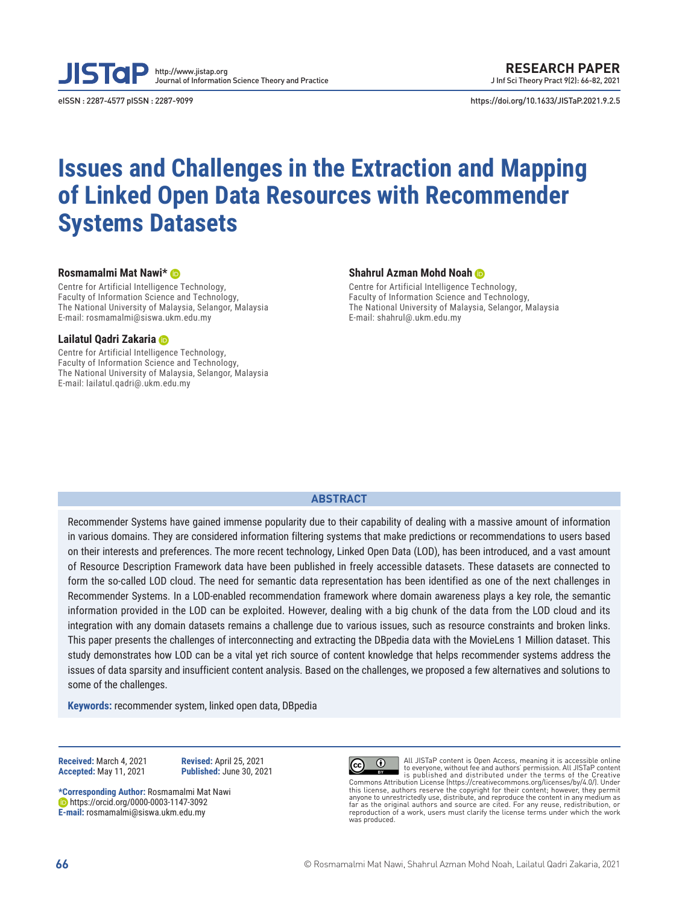# Issues and Challenges in the Extraction and Mapping of Linked Open Data Resources with Recommender Systems Datasets

**Rosmamalmi Mat Nawi***
Centre for Artificial Intelligence Technology,
Faculty of Information Science and Technology,
The National University of Malaysia, Selangor, Malaysia
E-mail: rosmamalmi@siswa.ukm.edu.my

**Shahrul Azman Mohd Noah**
Centre for Artificial Intelligence Technology,
Faculty of Information Science and Technology,
The National University of Malaysia, Selangor, Malaysia
E-mail: shahrul@.ukm.edu.my

**Lailatul Qadri Zakaria**
Centre for Artificial Intelligence Technology,
Faculty of Information Science and Technology,
The National University of Malaysia, Selangor, Malaysia
E-mail: lailatul.qadri@.ukm.edu.my

## ABSTRACT

Recommender Systems have gained immense popularity due to their capability of dealing with a massive amount of information in various domains. They are considered information filtering systems that make predictions or recommendations to users based on their interests and preferences. The more recent technology, Linked Open Data (LOD), has been introduced, and a vast amount of Resource Description Framework data have been published in freely accessible datasets. These datasets are connected to form the so-called LOD cloud. The need for semantic data representation has been identified as one of the next challenges in Recommender Systems. In a LOD-enabled recommendation framework where domain awareness plays a key role, the semantic information provided in the LOD can be exploited. However, dealing with a big chunk of the data from the LOD cloud and its integration with any domain datasets remains a challenge due to various issues, such as resource constraints and broken links. This paper presents the challenges of interconnecting and extracting the DBpedia data with the MovieLens 1 Million dataset. This study demonstrates how LOD can be a vital yet rich source of content knowledge that helps recommender systems address the issues of data sparsity and insufficient content analysis. Based on the challenges, we proposed a few alternatives and solutions to some of the challenges.

**Keywords:** recommender system, linked open data, DBpedia

**Received:** March 4, 2021
**Revised:** April 25, 2021
**Accepted:** May 11, 2021
**Published:** June 30, 2021

***Corresponding Author:** Rosmamalmi Mat Nawi
https://orcid.org/0000-0003-1147-3092
**E-mail:** rosmamalmi@siswa.ukm.edu.my

All JISTaP content is Open Access, meaning it is accessible online to everyone, without fee and authors' permission. All JISTaP content is published and distributed under the terms of the Creative Commons Attribution License (https://creativecommons.org/licenses/by/4.0/). Under this license, authors reserve the copyright for their content; however, they permit anyone to unrestrictedly use, distribute, and reproduce the content in any medium as far as the original authors and source are cited. For any reuse, redistribution, or reproduction of a work, users must clarify the license terms under which the work was produced.

© Rosmamalmi Mat Nawi, Shahrul Azman Mohd Noah, Lailatul Qadri Zakaria, 2021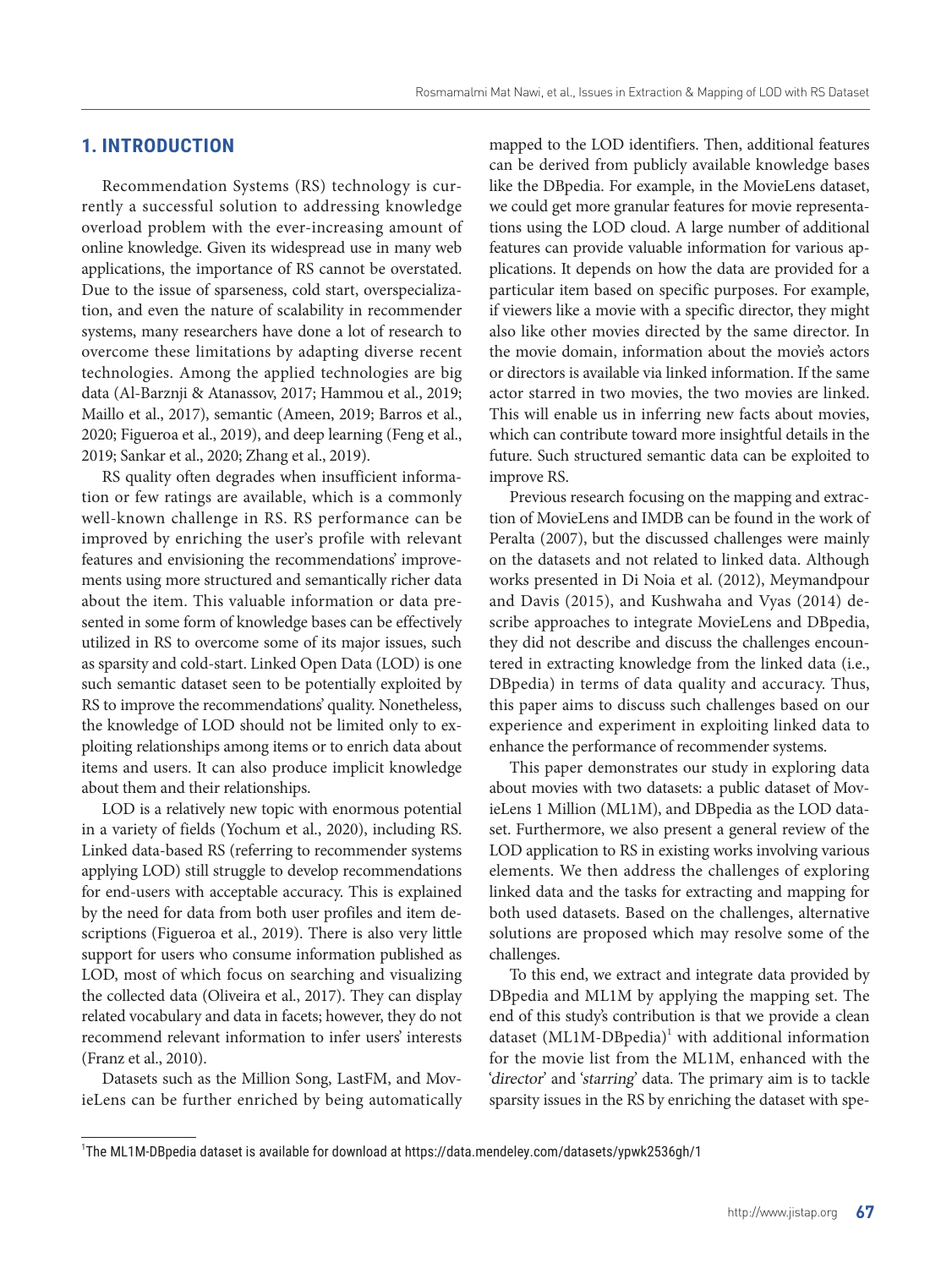## 1. INTRODUCTION

Recommendation Systems (RS) technology is currently a successful solution to addressing knowledge overload problem with the ever-increasing amount of online knowledge. Given its widespread use in many web applications, the importance of RS cannot be overstated. Due to the issue of sparseness, cold start, overspecialization, and even the nature of scalability in recommender systems, many researchers have done a lot of research to overcome these limitations by adapting diverse recent technologies. Among the applied technologies are big data (Al-Barznji & Atanassov, 2017; Hammou et al., 2019; Maillo et al., 2017), semantic (Ameen, 2019; Barros et al., 2020; Figueroa et al., 2019), and deep learning (Feng et al., 2019; Sankar et al., 2020; Zhang et al., 2019).

RS quality often degrades when insufficient information or few ratings are available, which is a commonly well-known challenge in RS. RS performance can be improved by enriching the user's profile with relevant features and envisioning the recommendations' improvements using more structured and semantically richer data about the item. This valuable information or data presented in some form of knowledge bases can be effectively utilized in RS to overcome some of its major issues, such as sparsity and cold-start. Linked Open Data (LOD) is one such semantic dataset seen to be potentially exploited by RS to improve the recommendations' quality. Nonetheless, the knowledge of LOD should not be limited only to exploiting relationships among items or to enrich data about items and users. It can also produce implicit knowledge about them and their relationships.

LOD is a relatively new topic with enormous potential in a variety of fields (Yochum et al., 2020), including RS. Linked data-based RS (referring to recommender systems applying LOD) still struggle to develop recommendations for end-users with acceptable accuracy. This is explained by the need for data from both user profiles and item descriptions (Figueroa et al., 2019). There is also very little support for users who consume information published as LOD, most of which focus on searching and visualizing the collected data (Oliveira et al., 2017). They can display related vocabulary and data in facets; however, they do not recommend relevant information to infer users' interests (Franz et al., 2010).

Datasets such as the Million Song, LastFM, and MovieLens can be further enriched by being automatically mapped to the LOD identifiers. Then, additional features can be derived from publicly available knowledge bases like the DBpedia. For example, in the MovieLens dataset, we could get more granular features for movie representations using the LOD cloud. A large number of additional features can provide valuable information for various applications. It depends on how the data are provided for a particular item based on specific purposes. For example, if viewers like a movie with a specific director, they might also like other movies directed by the same director. In the movie domain, information about the movie's actors or directors is available via linked information. If the same actor starred in two movies, the two movies are linked. This will enable us in inferring new facts about movies, which can contribute toward more insightful details in the future. Such structured semantic data can be exploited to improve RS.

Previous research focusing on the mapping and extraction of MovieLens and IMDB can be found in the work of Peralta (2007), but the discussed challenges were mainly on the datasets and not related to linked data. Although works presented in Di Noia et al. (2012), Meymandpour and Davis (2015), and Kushwaha and Vyas (2014) describe approaches to integrate MovieLens and DBpedia, they did not describe and discuss the challenges encountered in extracting knowledge from the linked data (i.e., DBpedia) in terms of data quality and accuracy. Thus, this paper aims to discuss such challenges based on our experience and experiment in exploiting linked data to enhance the performance of recommender systems.

This paper demonstrates our study in exploring data about movies with two datasets: a public dataset of MovieLens 1 Million (ML1M), and DBpedia as the LOD dataset. Furthermore, we also present a general review of the LOD application to RS in existing works involving various elements. We then address the challenges of exploring linked data and the tasks for extracting and mapping for both used datasets. Based on the challenges, alternative solutions are proposed which may resolve some of the challenges.

To this end, we extract and integrate data provided by DBpedia and ML1M by applying the mapping set. The end of this study's contribution is that we provide a clean dataset (ML1M-DBpedia)[1] with additional information for the movie list from the ML1M, enhanced with the '*director*' and '*starring*' data. The primary aim is to tackle sparsity issues in the RS by enriching the dataset with spe-

[1]The ML1M-DBpedia dataset is available for download at https://data.mendeley.com/datasets/ypwk2536gh/1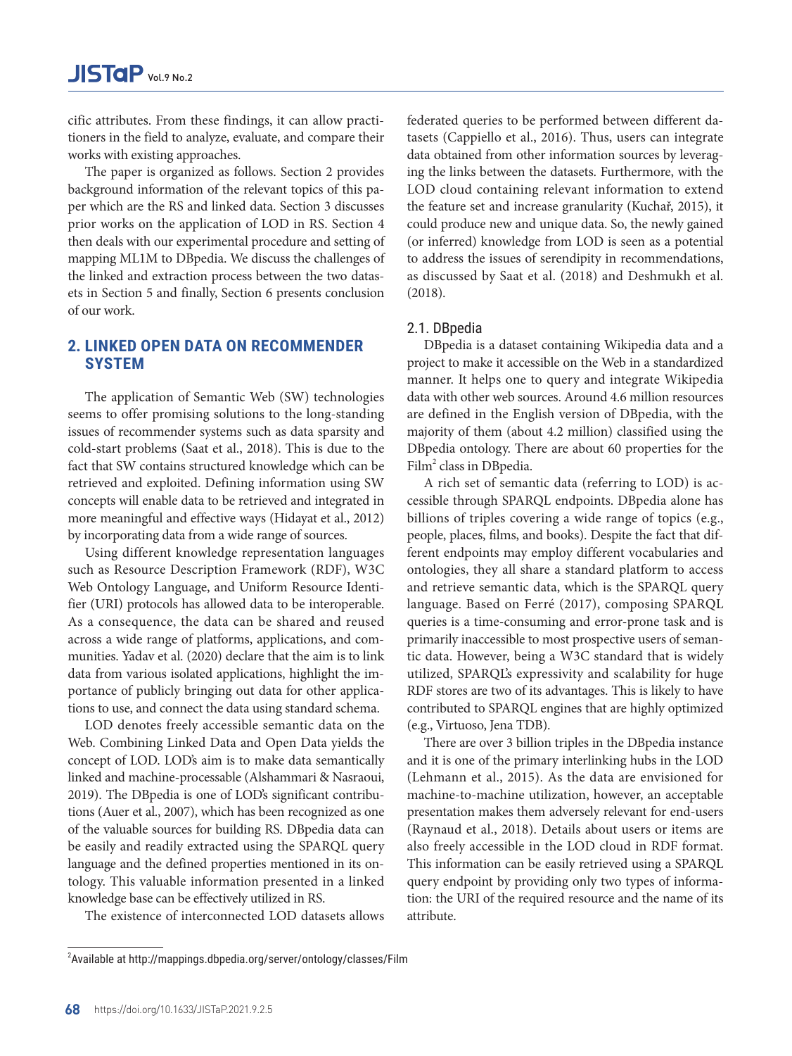cific attributes. From these findings, it can allow practitioners in the field to analyze, evaluate, and compare their works with existing approaches.

The paper is organized as follows. Section 2 provides background information of the relevant topics of this paper which are the RS and linked data. Section 3 discusses prior works on the application of LOD in RS. Section 4 then deals with our experimental procedure and setting of mapping ML1M to DBpedia. We discuss the challenges of the linked and extraction process between the two datasets in Section 5 and finally, Section 6 presents conclusion of our work.

## 2. LINKED OPEN DATA ON RECOMMENDER SYSTEM

The application of Semantic Web (SW) technologies seems to offer promising solutions to the long-standing issues of recommender systems such as data sparsity and cold-start problems (Saat et al., 2018). This is due to the fact that SW contains structured knowledge which can be retrieved and exploited. Defining information using SW concepts will enable data to be retrieved and integrated in more meaningful and effective ways (Hidayat et al., 2012) by incorporating data from a wide range of sources.

Using different knowledge representation languages such as Resource Description Framework (RDF), W3C Web Ontology Language, and Uniform Resource Identifier (URI) protocols has allowed data to be interoperable. As a consequence, the data can be shared and reused across a wide range of platforms, applications, and communities. Yadav et al. (2020) declare that the aim is to link data from various isolated applications, highlight the importance of publicly bringing out data for other applications to use, and connect the data using standard schema.

LOD denotes freely accessible semantic data on the Web. Combining Linked Data and Open Data yields the concept of LOD. LOD's aim is to make data semantically linked and machine-processable (Alshammari & Nasraoui, 2019). The DBpedia is one of LOD's significant contributions (Auer et al., 2007), which has been recognized as one of the valuable sources for building RS. DBpedia data can be easily and readily extracted using the SPARQL query language and the defined properties mentioned in its ontology. This valuable information presented in a linked knowledge base can be effectively utilized in RS.

The existence of interconnected LOD datasets allows federated queries to be performed between different datasets (Cappiello et al., 2016). Thus, users can integrate data obtained from other information sources by leveraging the links between the datasets. Furthermore, with the LOD cloud containing relevant information to extend the feature set and increase granularity (Kuchař, 2015), it could produce new and unique data. So, the newly gained (or inferred) knowledge from LOD is seen as a potential to address the issues of serendipity in recommendations, as discussed by Saat et al. (2018) and Deshmukh et al. (2018).

### 2.1. DBpedia

DBpedia is a dataset containing Wikipedia data and a project to make it accessible on the Web in a standardized manner. It helps one to query and integrate Wikipedia data with other web sources. Around 4.6 million resources are defined in the English version of DBpedia, with the majority of them (about 4.2 million) classified using the DBpedia ontology. There are about 60 properties for the Film[2] class in DBpedia.

A rich set of semantic data (referring to LOD) is accessible through SPARQL endpoints. DBpedia alone has billions of triples covering a wide range of topics (e.g., people, places, films, and books). Despite the fact that different endpoints may employ different vocabularies and ontologies, they all share a standard platform to access and retrieve semantic data, which is the SPARQL query language. Based on Ferré (2017), composing SPARQL queries is a time-consuming and error-prone task and is primarily inaccessible to most prospective users of semantic data. However, being a W3C standard that is widely utilized, SPARQL's expressivity and scalability for huge RDF stores are two of its advantages. This is likely to have contributed to SPARQL engines that are highly optimized (e.g., Virtuoso, Jena TDB).

There are over 3 billion triples in the DBpedia instance and it is one of the primary interlinking hubs in the LOD (Lehmann et al., 2015). As the data are envisioned for machine-to-machine utilization, however, an acceptable presentation makes them adversely relevant for end-users (Raynaud et al., 2018). Details about users or items are also freely accessible in the LOD cloud in RDF format. This information can be easily retrieved using a SPARQL query endpoint by providing only two types of information: the URI of the required resource and the name of its attribute.

---

[2] Available at http://mappings.dbpedia.org/server/ontology/classes/Film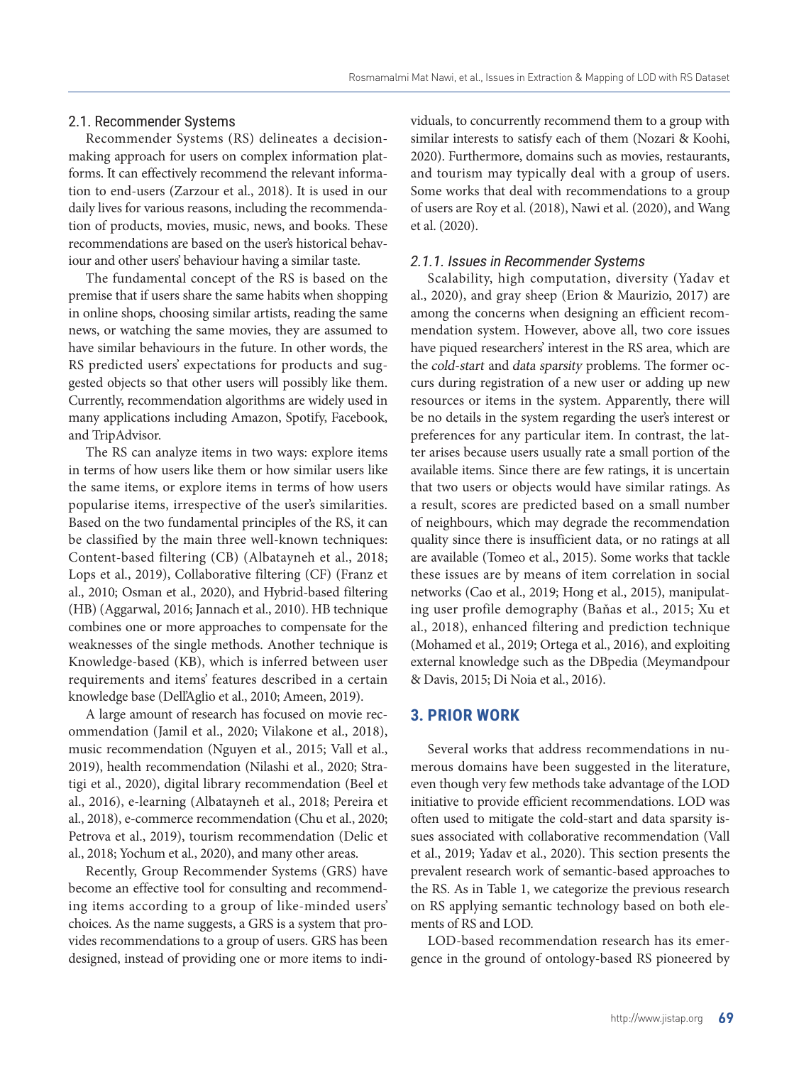### 2.1. Recommender Systems

Recommender Systems (RS) delineates a decision-making approach for users on complex information platforms. It can effectively recommend the relevant information to end-users (Zarzour et al., 2018). It is used in our daily lives for various reasons, including the recommendation of products, movies, music, news, and books. These recommendations are based on the user's historical behaviour and other users' behaviour having a similar taste.

The fundamental concept of the RS is based on the premise that if users share the same habits when shopping in online shops, choosing similar artists, reading the same news, or watching the same movies, they are assumed to have similar behaviours in the future. In other words, the RS predicted users' expectations for products and suggested objects so that other users will possibly like them. Currently, recommendation algorithms are widely used in many applications including Amazon, Spotify, Facebook, and TripAdvisor.

The RS can analyze items in two ways: explore items in terms of how users like them or how similar users like the same items, or explore items in terms of how users popularise items, irrespective of the user's similarities. Based on the two fundamental principles of the RS, it can be classified by the main three well-known techniques: Content-based filtering (CB) (Albatayneh et al., 2018; Lops et al., 2019), Collaborative filtering (CF) (Franz et al., 2010; Osman et al., 2020), and Hybrid-based filtering (HB) (Aggarwal, 2016; Jannach et al., 2010). HB technique combines one or more approaches to compensate for the weaknesses of the single methods. Another technique is Knowledge-based (KB), which is inferred between user requirements and items' features described in a certain knowledge base (Dell'Aglio et al., 2010; Ameen, 2019).

A large amount of research has focused on movie recommendation (Jamil et al., 2020; Vilakone et al., 2018), music recommendation (Nguyen et al., 2015; Vall et al., 2019), health recommendation (Nilashi et al., 2020; Stratigi et al., 2020), digital library recommendation (Beel et al., 2016), e-learning (Albatayneh et al., 2018; Pereira et al., 2018), e-commerce recommendation (Chu et al., 2020; Petrova et al., 2019), tourism recommendation (Delic et al., 2018; Yochum et al., 2020), and many other areas.

Recently, Group Recommender Systems (GRS) have become an effective tool for consulting and recommending items according to a group of like-minded users' choices. As the name suggests, a GRS is a system that provides recommendations to a group of users. GRS has been designed, instead of providing one or more items to individuals, to concurrently recommend them to a group with similar interests to satisfy each of them (Nozari & Koohi, 2020). Furthermore, domains such as movies, restaurants, and tourism may typically deal with a group of users. Some works that deal with recommendations to a group of users are Roy et al. (2018), Nawi et al. (2020), and Wang et al. (2020).

#### *2.1.1. Issues in Recommender Systems*

Scalability, high computation, diversity (Yadav et al., 2020), and gray sheep (Erion & Maurizio, 2017) are among the concerns when designing an efficient recommendation system. However, above all, two core issues have piqued researchers' interest in the RS area, which are the *cold-start* and *data sparsity* problems. The former occurs during registration of a new user or adding up new resources or items in the system. Apparently, there will be no details in the system regarding the user's interest or preferences for any particular item. In contrast, the latter arises because users usually rate a small portion of the available items. Since there are few ratings, it is uncertain that two users or objects would have similar ratings. As a result, scores are predicted based on a small number of neighbours, which may degrade the recommendation quality since there is insufficient data, or no ratings at all are available (Tomeo et al., 2015). Some works that tackle these issues are by means of item correlation in social networks (Cao et al., 2019; Hong et al., 2015), manipulating user profile demography (Baňas et al., 2015; Xu et al., 2018), enhanced filtering and prediction technique (Mohamed et al., 2019; Ortega et al., 2016), and exploiting external knowledge such as the DBpedia (Meymandpour & Davis, 2015; Di Noia et al., 2016).

## 3. PRIOR WORK

Several works that address recommendations in numerous domains have been suggested in the literature, even though very few methods take advantage of the LOD initiative to provide efficient recommendations. LOD was often used to mitigate the cold-start and data sparsity issues associated with collaborative recommendation (Vall et al., 2019; Yadav et al., 2020). This section presents the prevalent research work of semantic-based approaches to the RS. As in Table 1, we categorize the previous research on RS applying semantic technology based on both elements of RS and LOD.

LOD-based recommendation research has its emergence in the ground of ontology-based RS pioneered by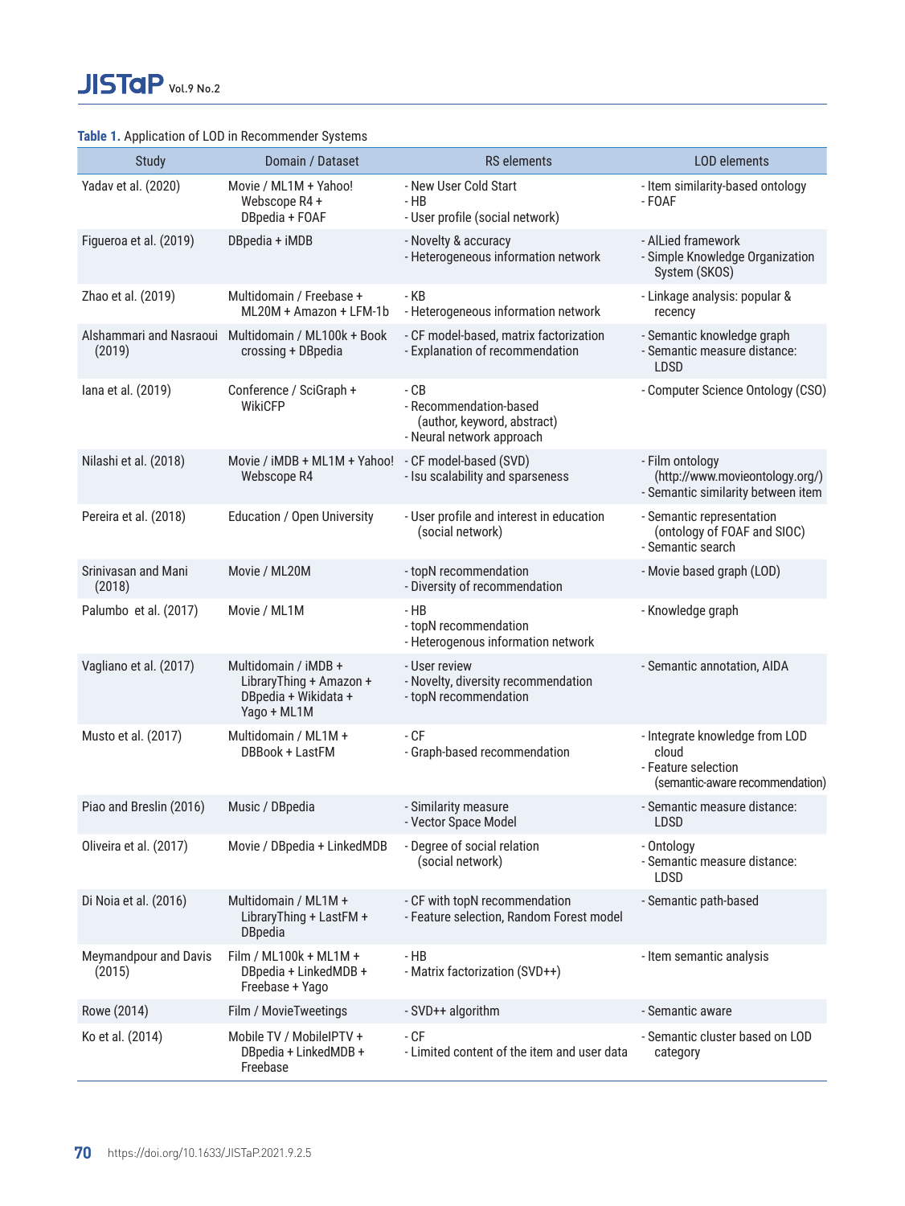**Table 1.** Application of LOD in Recommender Systems

| Study | Domain / Dataset | RS elements | LOD elements |
|---|---|---|---|
| Yadav et al. (2020) | Movie / ML1M + Yahoo! Webscope R4 + DBpedia + FOAF | - New User Cold Start<br>- HB<br>- User profile (social network) | - Item similarity-based ontology<br>- FOAF |
| Figueroa et al. (2019) | DBpedia + iMDB | - Novelty & accuracy<br>- Heterogeneous information network | - AlLied framework<br>- Simple Knowledge Organization System (SKOS) |
| Zhao et al. (2019) | Multidomain / Freebase + ML20M + Amazon + LFM-1b | - KB<br>- Heterogeneous information network | - Linkage analysis: popular & recency |
| Alshammari and Nasraoui (2019) | Multidomain / ML100k + Book crossing + DBpedia | - CF model-based, matrix factorization<br>- Explanation of recommendation | - Semantic knowledge graph<br>- Semantic measure distance: LDSD |
| Iana et al. (2019) | Conference / SciGraph + WikiCFP | - CB<br>- Recommendation-based (author, keyword, abstract)<br>- Neural network approach | - Computer Science Ontology (CSO) |
| Nilashi et al. (2018) | Movie / iMDB + ML1M + Yahoo! Webscope R4 | - CF model-based (SVD)<br>- Isu scalability and sparseness | - Film ontology (http://www.movieontology.org/)<br>- Semantic similarity between item |
| Pereira et al. (2018) | Education / Open University | - User profile and interest in education (social network) | - Semantic representation (ontology of FOAF and SIOC)<br>- Semantic search |
| Srinivasan and Mani (2018) | Movie / ML20M | - topN recommendation<br>- Diversity of recommendation | - Movie based graph (LOD) |
| Palumbo et al. (2017) | Movie / ML1M | - HB<br>- topN recommendation<br>- Heterogenous information network | - Knowledge graph |
| Vagliano et al. (2017) | Multidomain / iMDB + LibraryThing + Amazon + DBpedia + Wikidata + Yago + ML1M | - User review<br>- Novelty, diversity recommendation<br>- topN recommendation | - Semantic annotation, AIDA |
| Musto et al. (2017) | Multidomain / ML1M + DBBook + LastFM | - CF<br>- Graph-based recommendation | - Integrate knowledge from LOD cloud<br>- Feature selection (semantic-aware recommendation) |
| Piao and Breslin (2016) | Music / DBpedia | - Similarity measure<br>- Vector Space Model | - Semantic measure distance: LDSD |
| Oliveira et al. (2017) | Movie / DBpedia + LinkedMDB | - Degree of social relation (social network) | - Ontology<br>- Semantic measure distance: LDSD |
| Di Noia et al. (2016) | Multidomain / ML1M + LibraryThing + LastFM + DBpedia | - CF with topN recommendation<br>- Feature selection, Random Forest model | - Semantic path-based |
| Meymandpour and Davis (2015) | Film / ML100k + ML1M + DBpedia + LinkedMDB + Freebase + Yago | - HB<br>- Matrix factorization (SVD++) | - Item semantic analysis |
| Rowe (2014) | Film / MovieTweetings | - SVD++ algorithm | - Semantic aware |
| Ko et al. (2014) | Mobile TV / MobileIPTV + DBpedia + LinkedMDB + Freebase | - CF<br>- Limited content of the item and user data | - Semantic cluster based on LOD category |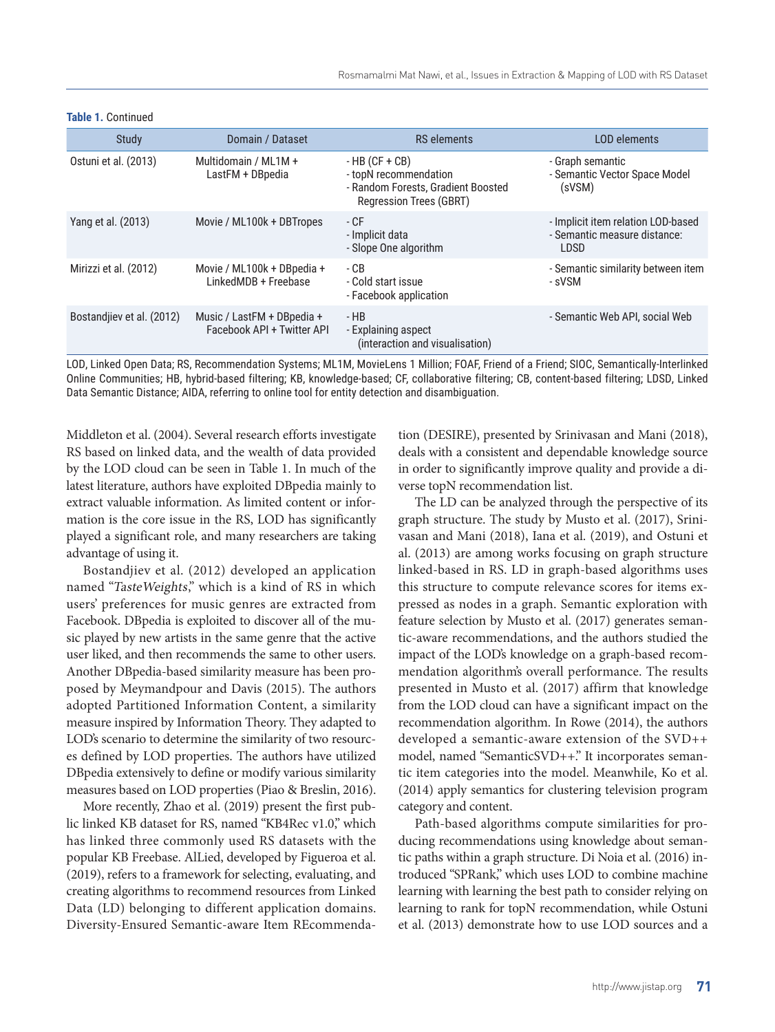**Table 1.** Continued

| Study | Domain / Dataset | RS elements | LOD elements |
|---|---|---|---|
| Ostuni et al. (2013) | Multidomain / ML1M + LastFM + DBpedia | - HB (CF + CB)<br>- topN recommendation<br>- Random Forests, Gradient Boosted Regression Trees (GBRT) | - Graph semantic<br>- Semantic Vector Space Model (sVSM) |
| Yang et al. (2013) | Movie / ML100k + DBTropes | - CF<br>- Implicit data<br>- Slope One algorithm | - Implicit item relation LOD-based<br>- Semantic measure distance: LDSD |
| Mirizzi et al. (2012) | Movie / ML100k + DBpedia + LinkedMDB + Freebase | - CB<br>- Cold start issue<br>- Facebook application | - Semantic similarity between item<br>- sVSM |
| Bostandjiev et al. (2012) | Music / LastFM + DBpedia + Facebook API + Twitter API | - HB<br>- Explaining aspect (interaction and visualisation) | - Semantic Web API, social Web |

LOD, Linked Open Data; RS, Recommendation Systems; ML1M, MovieLens 1 Million; FOAF, Friend of a Friend; SIOC, Semantically-Interlinked Online Communities; HB, hybrid-based filtering; KB, knowledge-based; CF, collaborative filtering; CB, content-based filtering; LDSD, Linked Data Semantic Distance; AIDA, referring to online tool for entity detection and disambiguation.

Middleton et al. (2004). Several research efforts investigate RS based on linked data, and the wealth of data provided by the LOD cloud can be seen in Table 1. In much of the latest literature, authors have exploited DBpedia mainly to extract valuable information. As limited content or information is the core issue in the RS, LOD has significantly played a significant role, and many researchers are taking advantage of using it.

Bostandjiev et al. (2012) developed an application named "*TasteWeights*," which is a kind of RS in which users' preferences for music genres are extracted from Facebook. DBpedia is exploited to discover all of the music played by new artists in the same genre that the active user liked, and then recommends the same to other users. Another DBpedia-based similarity measure has been proposed by Meymandpour and Davis (2015). The authors adopted Partitioned Information Content, a similarity measure inspired by Information Theory. They adapted to LOD's scenario to determine the similarity of two resources defined by LOD properties. The authors have utilized DBpedia extensively to define or modify various similarity measures based on LOD properties (Piao & Breslin, 2016).

More recently, Zhao et al. (2019) present the first public linked KB dataset for RS, named "KB4Rec v1.0," which has linked three commonly used RS datasets with the popular KB Freebase. AlLied, developed by Figueroa et al. (2019), refers to a framework for selecting, evaluating, and creating algorithms to recommend resources from Linked Data (LD) belonging to different application domains. Diversity-Ensured Semantic-aware Item REcommendation (DESIRE), presented by Srinivasan and Mani (2018), deals with a consistent and dependable knowledge source in order to significantly improve quality and provide a diverse topN recommendation list.

The LD can be analyzed through the perspective of its graph structure. The study by Musto et al. (2017), Srinivasan and Mani (2018), Iana et al. (2019), and Ostuni et al. (2013) are among works focusing on graph structure linked-based in RS. LD in graph-based algorithms uses this structure to compute relevance scores for items expressed as nodes in a graph. Semantic exploration with feature selection by Musto et al. (2017) generates semantic-aware recommendations, and the authors studied the impact of the LOD's knowledge on a graph-based recommendation algorithm's overall performance. The results presented in Musto et al. (2017) affirm that knowledge from the LOD cloud can have a significant impact on the recommendation algorithm. In Rowe (2014), the authors developed a semantic-aware extension of the SVD++ model, named "SemanticSVD++." It incorporates semantic item categories into the model. Meanwhile, Ko et al. (2014) apply semantics for clustering television program category and content.

Path-based algorithms compute similarities for producing recommendations using knowledge about semantic paths within a graph structure. Di Noia et al. (2016) introduced "SPRank," which uses LOD to combine machine learning with learning the best path to consider relying on learning to rank for topN recommendation, while Ostuni et al. (2013) demonstrate how to use LOD sources and a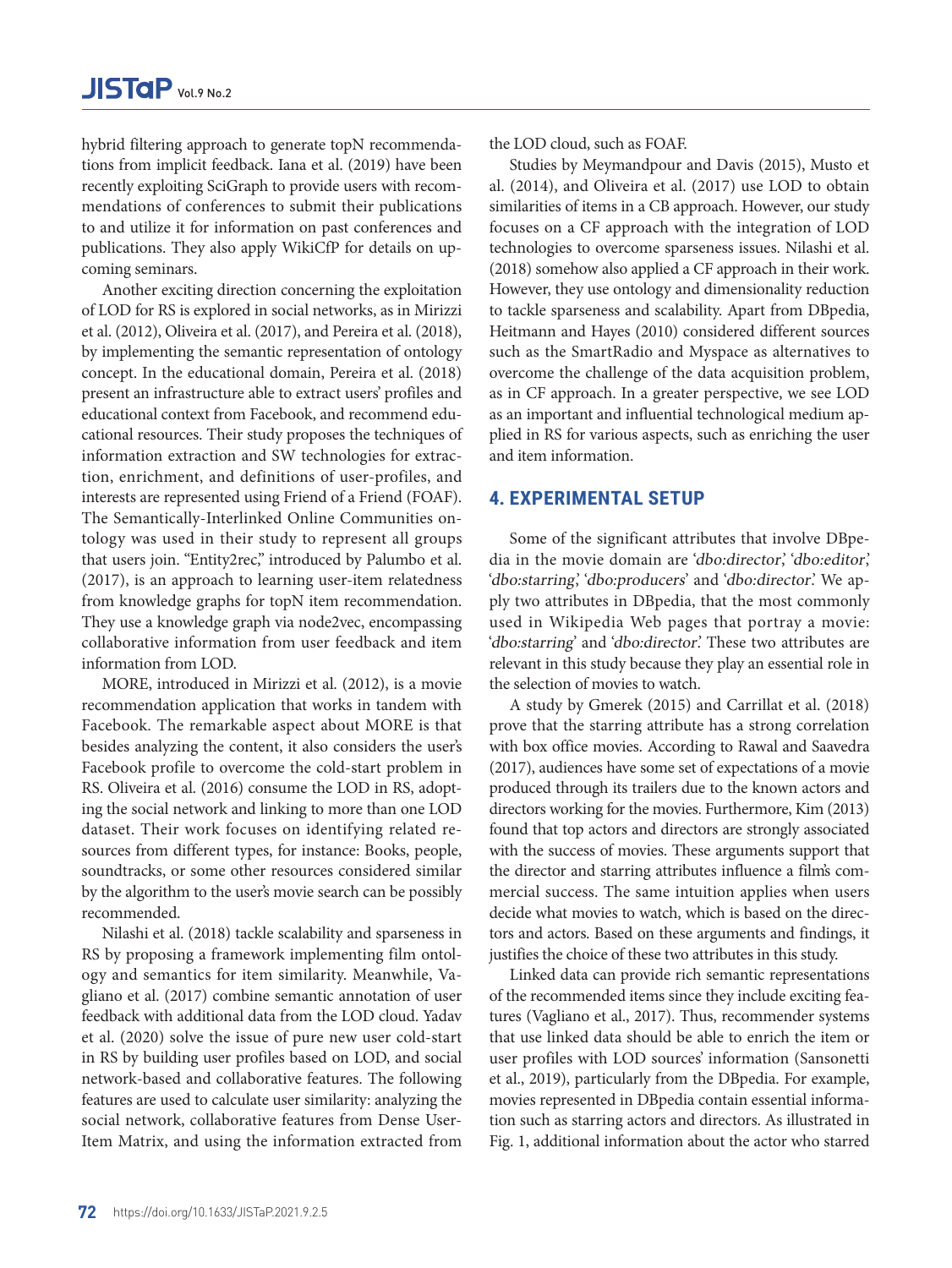hybrid filtering approach to generate topN recommendations from implicit feedback. Iana et al. (2019) have been recently exploiting SciGraph to provide users with recommendations of conferences to submit their publications to and utilize it for information on past conferences and publications. They also apply WikiCfP for details on upcoming seminars.

Another exciting direction concerning the exploitation of LOD for RS is explored in social networks, as in Mirizzi et al. (2012), Oliveira et al. (2017), and Pereira et al. (2018), by implementing the semantic representation of ontology concept. In the educational domain, Pereira et al. (2018) present an infrastructure able to extract users' profiles and educational context from Facebook, and recommend educational resources. Their study proposes the techniques of information extraction and SW technologies for extraction, enrichment, and definitions of user-profiles, and interests are represented using Friend of a Friend (FOAF). The Semantically-Interlinked Online Communities ontology was used in their study to represent all groups that users join. "Entity2rec," introduced by Palumbo et al. (2017), is an approach to learning user-item relatedness from knowledge graphs for topN item recommendation. They use a knowledge graph via node2vec, encompassing collaborative information from user feedback and item information from LOD.

MORE, introduced in Mirizzi et al. (2012), is a movie recommendation application that works in tandem with Facebook. The remarkable aspect about MORE is that besides analyzing the content, it also considers the user's Facebook profile to overcome the cold-start problem in RS. Oliveira et al. (2016) consume the LOD in RS, adopting the social network and linking to more than one LOD dataset. Their work focuses on identifying related resources from different types, for instance: Books, people, soundtracks, or some other resources considered similar by the algorithm to the user's movie search can be possibly recommended.

Nilashi et al. (2018) tackle scalability and sparseness in RS by proposing a framework implementing film ontology and semantics for item similarity. Meanwhile, Vagliano et al. (2017) combine semantic annotation of user feedback with additional data from the LOD cloud. Yadav et al. (2020) solve the issue of pure new user cold-start in RS by building user profiles based on LOD, and social network-based and collaborative features. The following features are used to calculate user similarity: analyzing the social network, collaborative features from Dense User-Item Matrix, and using the information extracted from the LOD cloud, such as FOAF.

Studies by Meymandpour and Davis (2015), Musto et al. (2014), and Oliveira et al. (2017) use LOD to obtain similarities of items in a CB approach. However, our study focuses on a CF approach with the integration of LOD technologies to overcome sparseness issues. Nilashi et al. (2018) somehow also applied a CF approach in their work. However, they use ontology and dimensionality reduction to tackle sparseness and scalability. Apart from DBpedia, Heitmann and Hayes (2010) considered different sources such as the SmartRadio and Myspace as alternatives to overcome the challenge of the data acquisition problem, as in CF approach. In a greater perspective, we see LOD as an important and influential technological medium applied in RS for various aspects, such as enriching the user and item information.

## 4. EXPERIMENTAL SETUP

Some of the significant attributes that involve DBpedia in the movie domain are '*dbo:director*,' '*dbo:editor*,' '*dbo:starring*,' '*dbo:producers*' and '*dbo:director*.' We apply two attributes in DBpedia, that the most commonly used in Wikipedia Web pages that portray a movie: '*dbo:starring*' and '*dbo:director*.' These two attributes are relevant in this study because they play an essential role in the selection of movies to watch.

A study by Gmerek (2015) and Carrillat et al. (2018) prove that the starring attribute has a strong correlation with box office movies. According to Rawal and Saavedra (2017), audiences have some set of expectations of a movie produced through its trailers due to the known actors and directors working for the movies. Furthermore, Kim (2013) found that top actors and directors are strongly associated with the success of movies. These arguments support that the director and starring attributes influence a film's commercial success. The same intuition applies when users decide what movies to watch, which is based on the directors and actors. Based on these arguments and findings, it justifies the choice of these two attributes in this study.

Linked data can provide rich semantic representations of the recommended items since they include exciting features (Vagliano et al., 2017). Thus, recommender systems that use linked data should be able to enrich the item or user profiles with LOD sources' information (Sansonetti et al., 2019), particularly from the DBpedia. For example, movies represented in DBpedia contain essential information such as starring actors and directors. As illustrated in Fig. 1, additional information about the actor who starred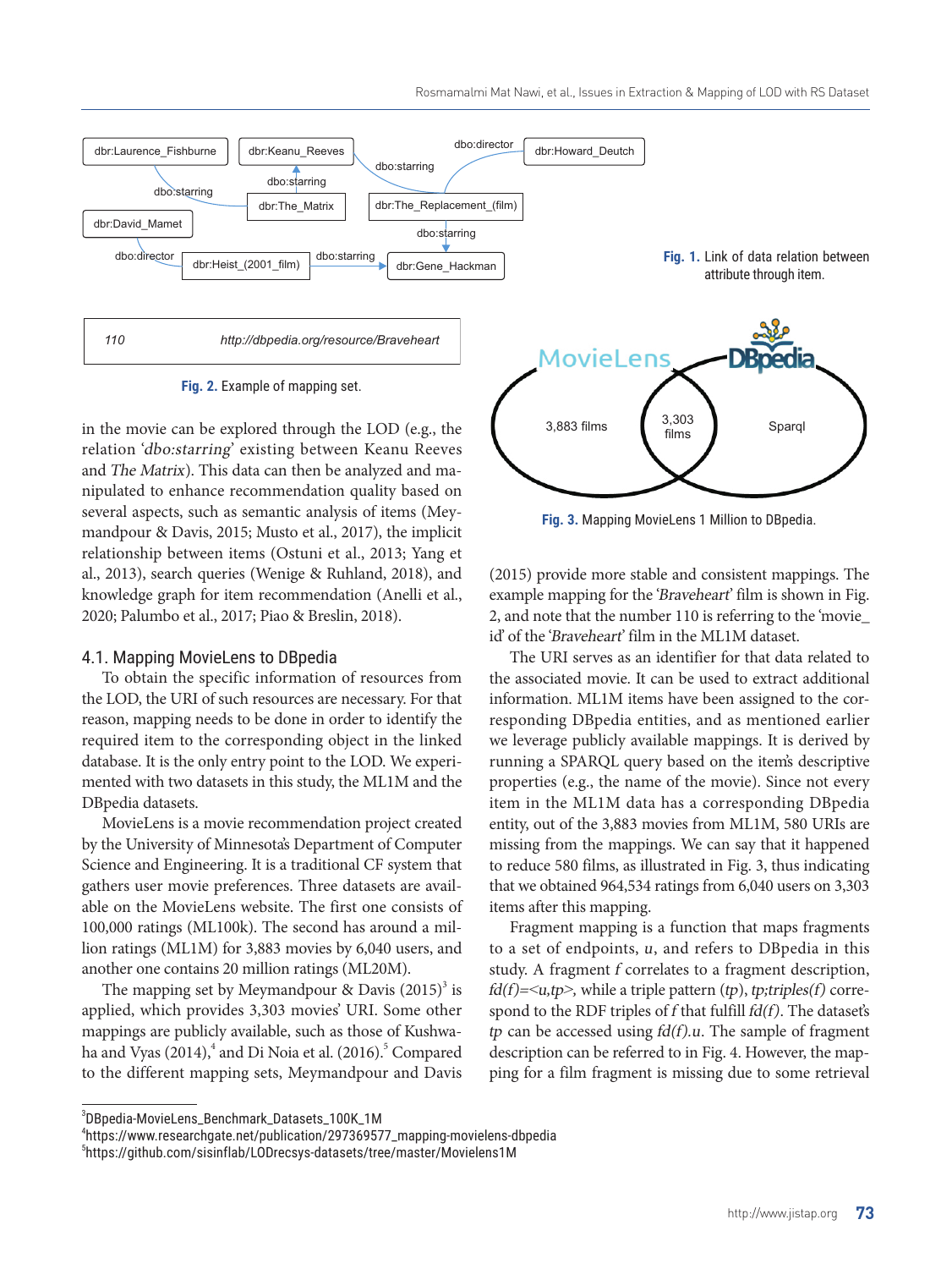Fig. 1. Link of data relation between attribute through item.

| 110 | http://dbpedia.org/resource/Braveheart |
|---|---|

Fig. 2. Example of mapping set.

Fig. 3. Mapping MovieLens 1 Million to DBpedia.

in the movie can be explored through the LOD (e.g., the relation '*dbo:starring*' existing between Keanu Reeves and *The Matrix*). This data can then be analyzed and manipulated to enhance recommendation quality based on several aspects, such as semantic analysis of items (Meymandpour & Davis, 2015; Musto et al., 2017), the implicit relationship between items (Ostuni et al., 2013; Yang et al., 2013), search queries (Wenige & Ruhland, 2018), and knowledge graph for item recommendation (Anelli et al., 2020; Palumbo et al., 2017; Piao & Breslin, 2018).

### 4.1. Mapping MovieLens to DBpedia

To obtain the specific information of resources from the LOD, the URI of such resources are necessary. For that reason, mapping needs to be done in order to identify the required item to the corresponding object in the linked database. It is the only entry point to the LOD. We experimented with two datasets in this study, the ML1M and the DBpedia datasets.

MovieLens is a movie recommendation project created by the University of Minnesota's Department of Computer Science and Engineering. It is a traditional CF system that gathers user movie preferences. Three datasets are available on the MovieLens website. The first one consists of 100,000 ratings (ML100k). The second has around a million ratings (ML1M) for 3,883 movies by 6,040 users, and another one contains 20 million ratings (ML20M).

The mapping set by Meymandpour & Davis (2015)[3] is applied, which provides 3,303 movies' URI. Some other mappings are publicly available, such as those of Kushwaha and Vyas (2014),[4] and Di Noia et al. (2016).[5] Compared to the different mapping sets, Meymandpour and Davis (2015) provide more stable and consistent mappings. The example mapping for the '*Braveheart*' film is shown in Fig. 2, and note that the number 110 is referring to the 'movie_id' of the '*Braveheart*' film in the ML1M dataset.

The URI serves as an identifier for that data related to the associated movie. It can be used to extract additional information. ML1M items have been assigned to the corresponding DBpedia entities, and as mentioned earlier we leverage publicly available mappings. It is derived by running a SPARQL query based on the item's descriptive properties (e.g., the name of the movie). Since not every item in the ML1M data has a corresponding DBpedia entity, out of the 3,883 movies from ML1M, 580 URIs are missing from the mappings. We can say that it happened to reduce 580 films, as illustrated in Fig. 3, thus indicating that we obtained 964,534 ratings from 6,040 users on 3,303 items after this mapping.

Fragment mapping is a function that maps fragments to a set of endpoints, *u*, and refers to DBpedia in this study. A fragment *f* correlates to a fragment description, *fd(f)=<u,tp>,* while a triple pattern (*tp*), *tp;triples(f)* correspond to the RDF triples of *f* that fulfill *fd(f)*. The dataset's *tp* can be accessed using *fd(f).u*. The sample of fragment description can be referred to in Fig. 4. However, the mapping for a film fragment is missing due to some retrieval

[3] DBpedia-MovieLens_Benchmark_Datasets_100K_1M

[4] https://www.researchgate.net/publication/297369577_mapping-movielens-dbpedia

[5] https://github.com/sisinflab/LODrecsys-datasets/tree/master/Movielens1M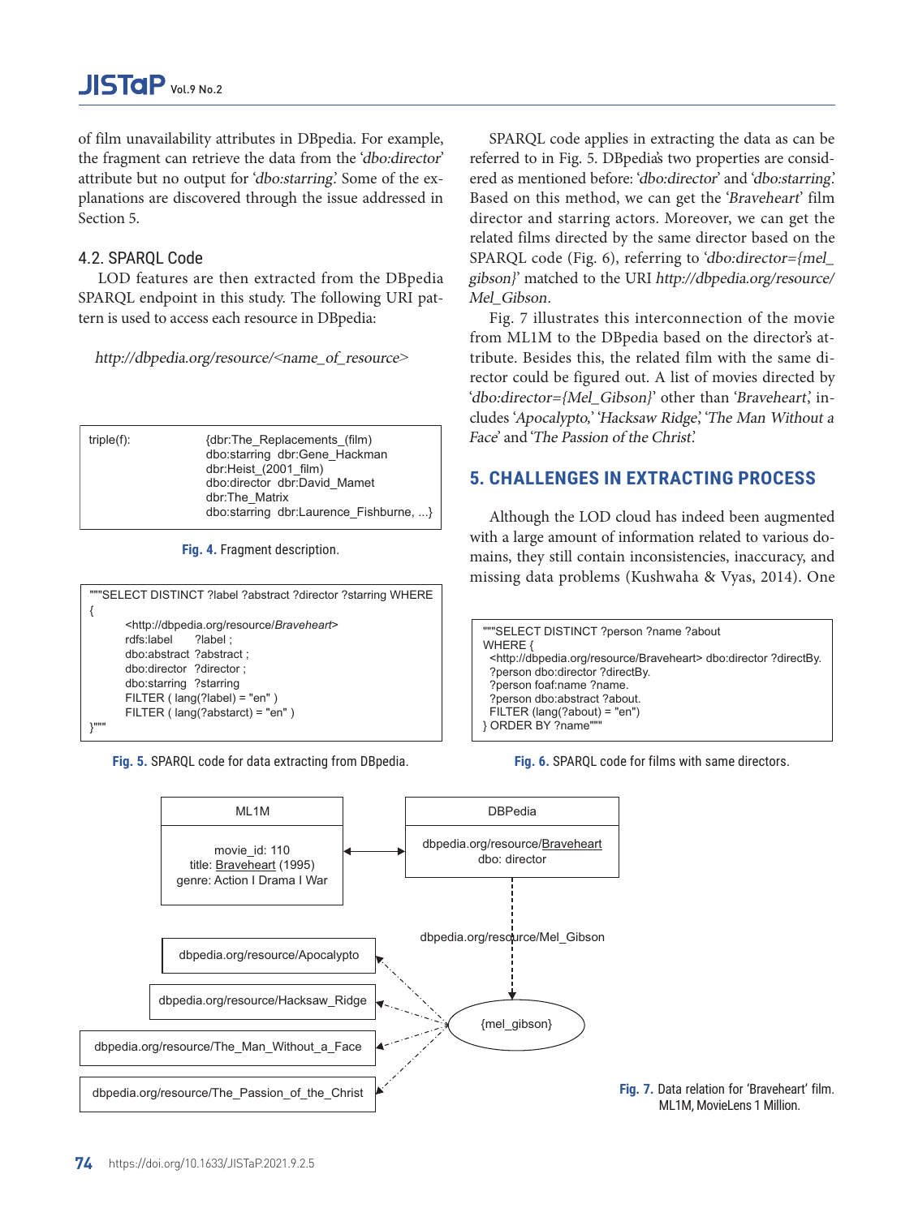of film unavailability attributes in DBpedia. For example, the fragment can retrieve the data from the '*dbo:director*' attribute but no output for '*dbo:starring*'. Some of the explanations are discovered through the issue addressed in Section 5.

### 4.2. SPARQL Code

LOD features are then extracted from the DBpedia SPARQL endpoint in this study. The following URI pattern is used to access each resource in DBpedia:

*http://dbpedia.org/resource/<name_of_resource>*

```
triple(f):      {dbr:The_Replacements_(film)
                dbo:starring  dbr:Gene_Hackman
                dbr:Heist_(2001_film)
                dbo:director  dbr:David_Mamet
                dbr:The_Matrix
                dbo:starring  dbr:Laurence_Fishburne, ...}
```

**Fig. 4.** Fragment description.

```
"""SELECT DISTINCT ?label ?abstract ?director ?starring WHERE
{
        <http://dbpedia.org/resource/Braveheart>
        rdfs:label      ?label ;
        dbo:abstract  ?abstract ;
        dbo:director  ?director ;
        dbo:starring  ?starring
        FILTER ( lang(?label) = "en" )
        FILTER ( lang(?abstarct) = "en" )
}"""
```

**Fig. 5.** SPARQL code for data extracting from DBpedia.

SPARQL code applies in extracting the data as can be referred to in Fig. 5. DBpedia's two properties are considered as mentioned before: '*dbo:director*' and '*dbo:starring*'. Based on this method, we can get the '*Braveheart*' film director and starring actors. Moreover, we can get the related films directed by the same director based on the SPARQL code (Fig. 6), referring to '*dbo:director={mel_gibson}*' matched to the URI *http://dbpedia.org/resource/Mel_Gibson*.

Fig. 7 illustrates this interconnection of the movie from ML1M to the DBpedia based on the director's attribute. Besides this, the related film with the same director could be figured out. A list of movies directed by '*dbo:director={Mel_Gibson}*' other than '*Braveheart*', includes '*Apocalypto*,' '*Hacksaw Ridge*', '*The Man Without a Face*' and '*The Passion of the Christ*.'

## 5. CHALLENGES IN EXTRACTING PROCESS

Although the LOD cloud has indeed been augmented with a large amount of information related to various domains, they still contain inconsistencies, inaccuracy, and missing data problems (Kushwaha & Vyas, 2014). One

```
"""SELECT DISTINCT ?person ?name ?about
WHERE {
  <http://dbpedia.org/resource/Braveheart> dbo:director ?directBy.
  ?person dbo:director ?directBy.
  ?person foaf:name ?name.
  ?person dbo:abstract ?about.
  FILTER (lang(?about) = "en")
} ORDER BY ?name"""
```

**Fig. 6.** SPARQL code for films with same directors.

ML1M: movie_id: 110; title: Braveheart (1995); genre: Action I Drama I War ↔ DBPedia: dbpedia.org/resource/Braveheart; dbo: director → dbpedia.org/resource/Mel_Gibson → {mel_gibson} → dbpedia.org/resource/Apocalypto; dbpedia.org/resource/Hacksaw_Ridge; dbpedia.org/resource/The_Man_Without_a_Face; dbpedia.org/resource/The_Passion_of_the_Christ

**Fig. 7.** Data relation for 'Braveheart' film. ML1M, MovieLens 1 Million.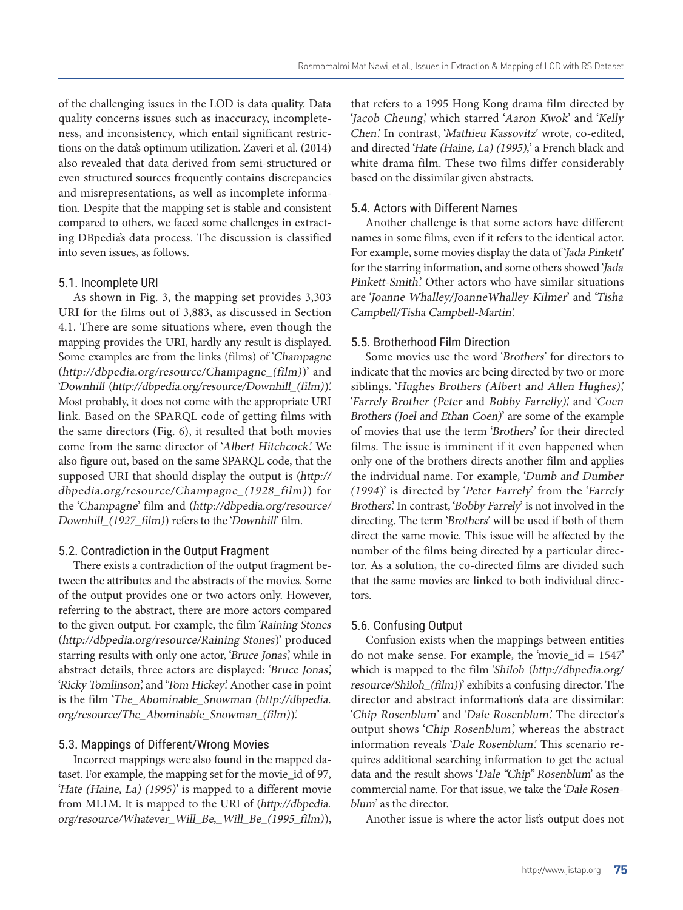of the challenging issues in the LOD is data quality. Data quality concerns issues such as inaccuracy, incompleteness, and inconsistency, which entail significant restrictions on the data's optimum utilization. Zaveri et al. (2014) also revealed that data derived from semi-structured or even structured sources frequently contains discrepancies and misrepresentations, as well as incomplete information. Despite that the mapping set is stable and consistent compared to others, we faced some challenges in extracting DBpedia's data process. The discussion is classified into seven issues, as follows.

### 5.1. Incomplete URI

As shown in Fig. 3, the mapping set provides 3,303 URI for the films out of 3,883, as discussed in Section 4.1. There are some situations where, even though the mapping provides the URI, hardly any result is displayed. Some examples are from the links (films) of '*Champagne* (*http://dbpedia.org/resource/Champagne_(film)*)' and '*Downhill* (*http://dbpedia.org/resource/Downhill_(film)*)'. Most probably, it does not come with the appropriate URI link. Based on the SPARQL code of getting films with the same directors (Fig. 6), it resulted that both movies come from the same director of '*Albert Hitchcock*.' We also figure out, based on the same SPARQL code, that the supposed URI that should display the output is (*http://dbpedia.org/resource/Champagne_(1928_film)*) for the '*Champagne*' film and (*http://dbpedia.org/resource/Downhill_(1927_film)*) refers to the '*Downhill*' film.

### 5.2. Contradiction in the Output Fragment

There exists a contradiction of the output fragment between the attributes and the abstracts of the movies. Some of the output provides one or two actors only. However, referring to the abstract, there are more actors compared to the given output. For example, the film '*Raining Stones* (*http://dbpedia.org/resource/Raining Stones*)' produced starring results with only one actor, '*Bruce Jonas*', while in abstract details, three actors are displayed: '*Bruce Jonas*', '*Ricky Tomlinson*', and '*Tom Hickey*'. Another case in point is the film '*The_Abominable_Snowman (http://dbpedia.org/resource/The_Abominable_Snowman_(film))*'.

### 5.3. Mappings of Different/Wrong Movies

Incorrect mappings were also found in the mapped dataset. For example, the mapping set for the movie_id of 97, '*Hate (Haine, La) (1995)*' is mapped to a different movie from ML1M. It is mapped to the URI of (*http://dbpedia.org/resource/Whatever_Will_Be,_Will_Be_(1995_film)*), that refers to a 1995 Hong Kong drama film directed by '*Jacob Cheung*', which starred '*Aaron Kwok*' and '*Kelly Chen*'. In contrast, '*Mathieu Kassovitz*' wrote, co-edited, and directed '*Hate (Haine, La) (1995)*,' a French black and white drama film. These two films differ considerably based on the dissimilar given abstracts.

### 5.4. Actors with Different Names

Another challenge is that some actors have different names in some films, even if it refers to the identical actor. For example, some movies display the data of '*Jada Pinkett*' for the starring information, and some others showed '*Jada Pinkett-Smith*'. Other actors who have similar situations are '*Joanne Whalley/JoanneWhalley-Kilmer*' and '*Tisha Campbell/Tisha Campbell-Martin*'.

### 5.5. Brotherhood Film Direction

Some movies use the word '*Brothers*' for directors to indicate that the movies are being directed by two or more siblings. '*Hughes Brothers (Albert and Allen Hughes)*', '*Farrely Brother (Peter* and *Bobby Farrelly)*', and '*Coen Brothers (Joel and Ethan Coen)*' are some of the example of movies that use the term '*Brothers*' for their directed films. The issue is imminent if it even happened when only one of the brothers directs another film and applies the individual name. For example, '*Dumb and Dumber (1994)*' is directed by '*Peter Farrely*' from the '*Farrely Brothers*'. In contrast, '*Bobby Farrely*' is not involved in the directing. The term '*Brothers*' will be used if both of them direct the same movie. This issue will be affected by the number of the films being directed by a particular director. As a solution, the co-directed films are divided such that the same movies are linked to both individual directors.

### 5.6. Confusing Output

Confusion exists when the mappings between entities do not make sense. For example, the 'movie_id = 1547' which is mapped to the film '*Shiloh* (*http://dbpedia.org/resource/Shiloh_(film)*)' exhibits a confusing director. The director and abstract information's data are dissimilar: '*Chip Rosenblum*' and '*Dale Rosenblum*'. The director's output shows '*Chip Rosenblum*', whereas the abstract information reveals '*Dale Rosenblum*'. This scenario requires additional searching information to get the actual data and the result shows '*Dale "Chip" Rosenblum*' as the commercial name. For that issue, we take the '*Dale Rosenblum*' as the director.

Another issue is where the actor list's output does not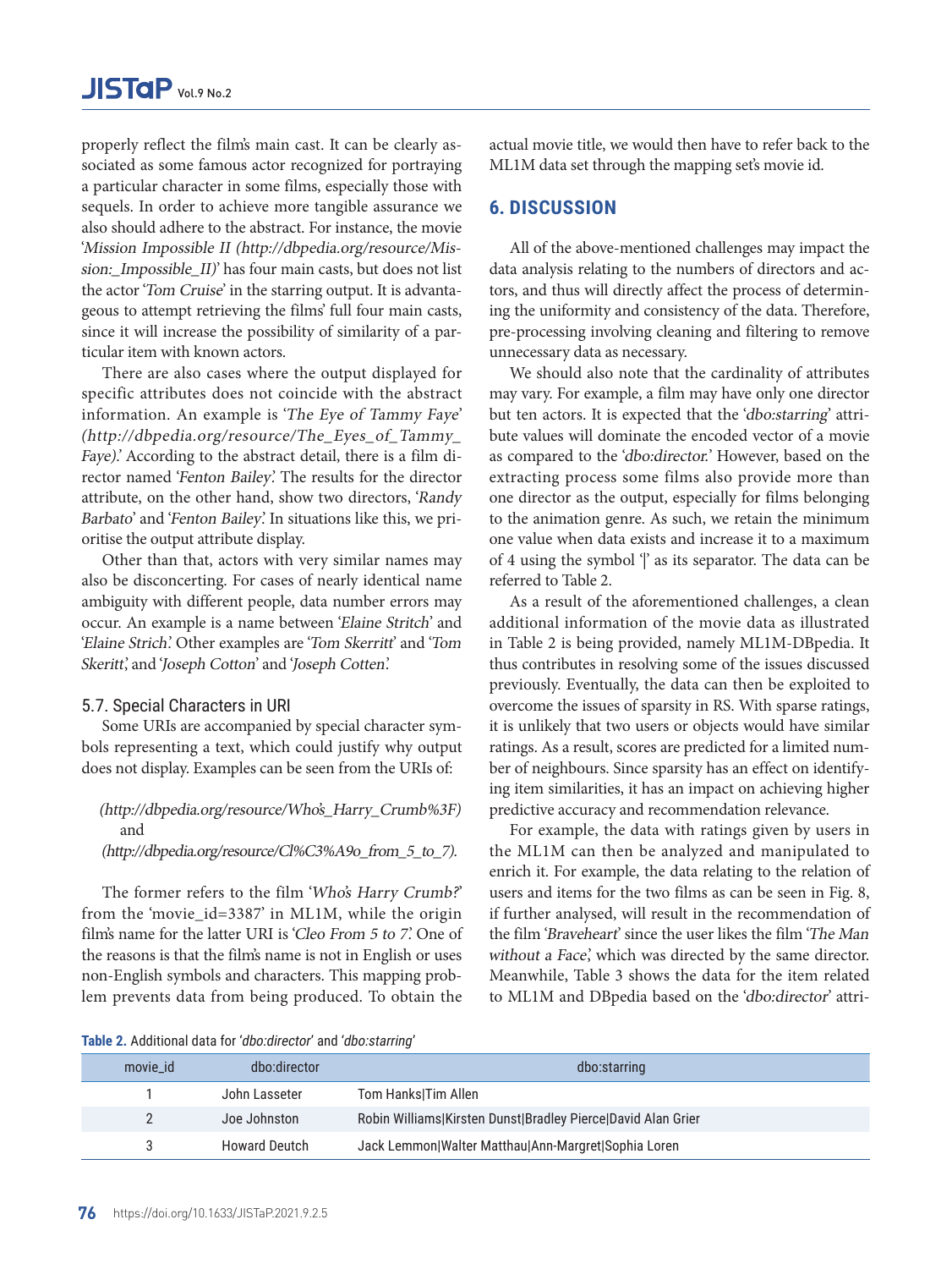properly reflect the film's main cast. It can be clearly associated as some famous actor recognized for portraying a particular character in some films, especially those with sequels. In order to achieve more tangible assurance we also should adhere to the abstract. For instance, the movie '*Mission Impossible II (http://dbpedia.org/resource/Mission:_Impossible_II)*' has four main casts, but does not list the actor '*Tom Cruise*' in the starring output. It is advantageous to attempt retrieving the films' full four main casts, since it will increase the possibility of similarity of a particular item with known actors.

There are also cases where the output displayed for specific attributes does not coincide with the abstract information. An example is '*The Eye of Tammy Faye*' *(http://dbpedia.org/resource/The_Eyes_of_Tammy_Faye)*.' According to the abstract detail, there is a film director named '*Fenton Bailey*'. The results for the director attribute, on the other hand, show two directors, '*Randy Barbato*' and '*Fenton Bailey*'. In situations like this, we prioritise the output attribute display.

Other than that, actors with very similar names may also be disconcerting. For cases of nearly identical name ambiguity with different people, data number errors may occur. An example is a name between '*Elaine Stritch*' and '*Elaine Strich*'. Other examples are '*Tom Skerritt*' and '*Tom Skeritt*', and '*Joseph Cotton*' and '*Joseph Cotten*'.

### 5.7. Special Characters in URI

Some URIs are accompanied by special character symbols representing a text, which could justify why output does not display. Examples can be seen from the URIs of:

*(http://dbpedia.org/resource/Who's_Harry_Crumb%3F)* and *(http://dbpedia.org/resource/Cl%C3%A9o_from_5_to_7)*.

The former refers to the film '*Who's Harry Crumb?*' from the 'movie_id=3387' in ML1M, while the origin film's name for the latter URI is '*Cleo From 5 to 7*'. One of the reasons is that the film's name is not in English or uses non-English symbols and characters. This mapping problem prevents data from being produced. To obtain the actual movie title, we would then have to refer back to the ML1M data set through the mapping set's movie id.

## 6. DISCUSSION

All of the above-mentioned challenges may impact the data analysis relating to the numbers of directors and actors, and thus will directly affect the process of determining the uniformity and consistency of the data. Therefore, pre-processing involving cleaning and filtering to remove unnecessary data as necessary.

We should also note that the cardinality of attributes may vary. For example, a film may have only one director but ten actors. It is expected that the '*dbo:starring*' attribute values will dominate the encoded vector of a movie as compared to the '*dbo:director*.' However, based on the extracting process some films also provide more than one director as the output, especially for films belonging to the animation genre. As such, we retain the minimum one value when data exists and increase it to a maximum of 4 using the symbol '|' as its separator. The data can be referred to Table 2.

As a result of the aforementioned challenges, a clean additional information of the movie data as illustrated in Table 2 is being provided, namely ML1M-DBpedia. It thus contributes in resolving some of the issues discussed previously. Eventually, the data can then be exploited to overcome the issues of sparsity in RS. With sparse ratings, it is unlikely that two users or objects would have similar ratings. As a result, scores are predicted for a limited number of neighbours. Since sparsity has an effect on identifying item similarities, it has an impact on achieving higher predictive accuracy and recommendation relevance.

For example, the data with ratings given by users in the ML1M can then be analyzed and manipulated to enrich it. For example, the data relating to the relation of users and items for the two films as can be seen in Fig. 8, if further analysed, will result in the recommendation of the film '*Braveheart*' since the user likes the film '*The Man without a Face*', which was directed by the same director. Meanwhile, Table 3 shows the data for the item related to ML1M and DBpedia based on the '*dbo:director*' attri-

**Table 2.** Additional data for '*dbo:director*' and '*dbo:starring*'

| movie_id | dbo:director | dbo:starring |
|---|---|---|
| 1 | John Lasseter | Tom Hanks\|Tim Allen |
| 2 | Joe Johnston | Robin Williams\|Kirsten Dunst\|Bradley Pierce\|David Alan Grier |
| 3 | Howard Deutch | Jack Lemmon\|Walter Matthau\|Ann-Margret\|Sophia Loren |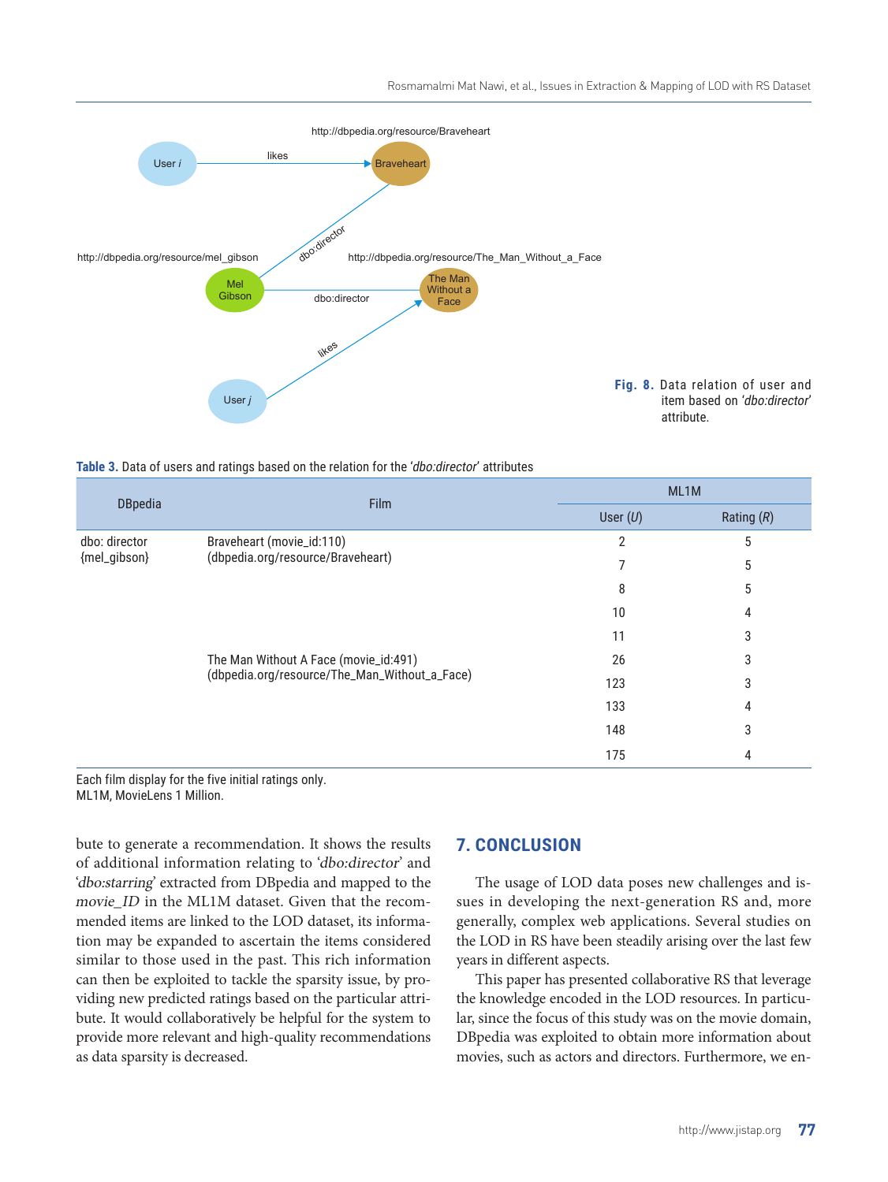Fig. 8. Data relation of user and item based on '*dbo:director*' attribute.

**Table 3.** Data of users and ratings based on the relation for the '*dbo:director*' attributes

| DBpedia | Film | ML1M | |
|---|---|---|---|
| | | User (*U*) | Rating (*R*) |
| dbo: director {mel_gibson} | Braveheart (movie_id:110) (dbpedia.org/resource/Braveheart) | 2 | 5 |
| | | 7 | 5 |
| | | 8 | 5 |
| | | 10 | 4 |
| | | 11 | 3 |
| | The Man Without A Face (movie_id:491) (dbpedia.org/resource/The_Man_Without_a_Face) | 26 | 3 |
| | | 123 | 3 |
| | | 133 | 4 |
| | | 148 | 3 |
| | | 175 | 4 |

Each film display for the five initial ratings only.
ML1M, MovieLens 1 Million.

bute to generate a recommendation. It shows the results of additional information relating to '*dbo:director*' and '*dbo:starring*' extracted from DBpedia and mapped to the *movie_ID* in the ML1M dataset. Given that the recommended items are linked to the LOD dataset, its information may be expanded to ascertain the items considered similar to those used in the past. This rich information can then be exploited to tackle the sparsity issue, by providing new predicted ratings based on the particular attribute. It would collaboratively be helpful for the system to provide more relevant and high-quality recommendations as data sparsity is decreased.

## 7. CONCLUSION

The usage of LOD data poses new challenges and issues in developing the next-generation RS and, more generally, complex web applications. Several studies on the LOD in RS have been steadily arising over the last few years in different aspects.

This paper has presented collaborative RS that leverage the knowledge encoded in the LOD resources. In particular, since the focus of this study was on the movie domain, DBpedia was exploited to obtain more information about movies, such as actors and directors. Furthermore, we en-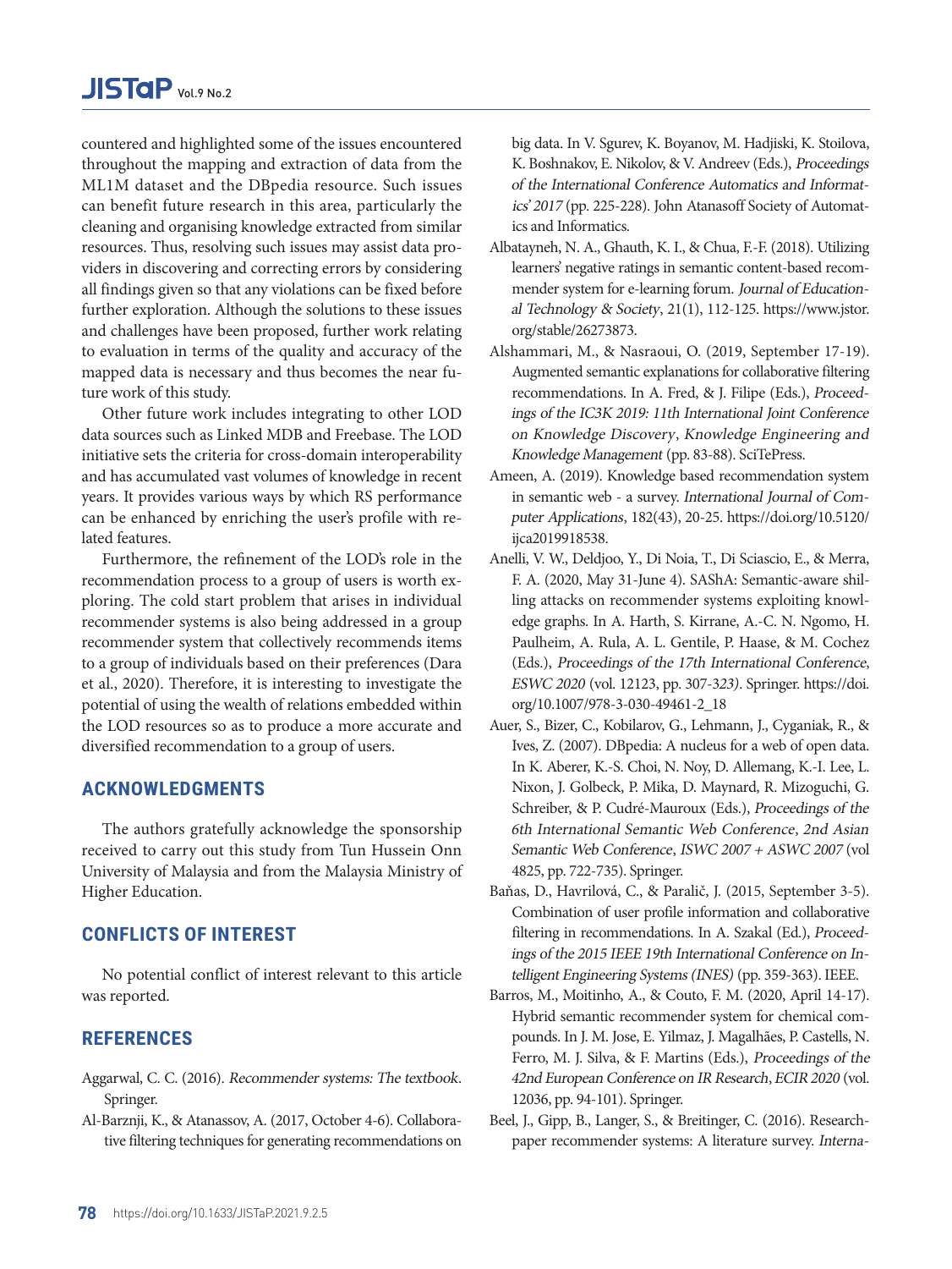countered and highlighted some of the issues encountered throughout the mapping and extraction of data from the ML1M dataset and the DBpedia resource. Such issues can benefit future research in this area, particularly the cleaning and organising knowledge extracted from similar resources. Thus, resolving such issues may assist data providers in discovering and correcting errors by considering all findings given so that any violations can be fixed before further exploration. Although the solutions to these issues and challenges have been proposed, further work relating to evaluation in terms of the quality and accuracy of the mapped data is necessary and thus becomes the near future work of this study.

Other future work includes integrating to other LOD data sources such as Linked MDB and Freebase. The LOD initiative sets the criteria for cross-domain interoperability and has accumulated vast volumes of knowledge in recent years. It provides various ways by which RS performance can be enhanced by enriching the user's profile with related features.

Furthermore, the refinement of the LOD's role in the recommendation process to a group of users is worth exploring. The cold start problem that arises in individual recommender systems is also being addressed in a group recommender system that collectively recommends items to a group of individuals based on their preferences (Dara et al., 2020). Therefore, it is interesting to investigate the potential of using the wealth of relations embedded within the LOD resources so as to produce a more accurate and diversified recommendation to a group of users.

## ACKNOWLEDGMENTS

The authors gratefully acknowledge the sponsorship received to carry out this study from Tun Hussein Onn University of Malaysia and from the Malaysia Ministry of Higher Education.

## CONFLICTS OF INTEREST

No potential conflict of interest relevant to this article was reported.

## REFERENCES

Aggarwal, C. C. (2016). *Recommender systems: The textbook*. Springer.

Al-Barznji, K., & Atanassov, A. (2017, October 4-6). Collaborative filtering techniques for generating recommendations on big data. In V. Sgurev, K. Boyanov, M. Hadjiski, K. Stoilova, K. Boshnakov, E. Nikolov, & V. Andreev (Eds.), *Proceedings of the International Conference Automatics and Informatics' 2017* (pp. 225-228). John Atanasoff Society of Automatics and Informatics.

Albatayneh, N. A., Ghauth, K. I., & Chua, F.-F. (2018). Utilizing learners' negative ratings in semantic content-based recommender system for e-learning forum. *Journal of Educational Technology & Society*, 21(1), 112-125. https://www.jstor.org/stable/26273873.

Alshammari, M., & Nasraoui, O. (2019, September 17-19). Augmented semantic explanations for collaborative filtering recommendations. In A. Fred, & J. Filipe (Eds.), *Proceedings of the IC3K 2019: 11th International Joint Conference on Knowledge Discovery, Knowledge Engineering and Knowledge Management* (pp. 83-88). SciTePress.

Ameen, A. (2019). Knowledge based recommendation system in semantic web - a survey. *International Journal of Computer Applications*, 182(43), 20-25. https://doi.org/10.5120/ijca2019918538.

Anelli, V. W., Deldjoo, Y., Di Noia, T., Di Sciascio, E., & Merra, F. A. (2020, May 31-June 4). SAShA: Semantic-aware shilling attacks on recommender systems exploiting knowledge graphs. In A. Harth, S. Kirrane, A.-C. N. Ngomo, H. Paulheim, A. Rula, A. L. Gentile, P. Haase, & M. Cochez (Eds.), *Proceedings of the 17th International Conference, ESWC 2020* (vol. 12123, pp. 307-323). Springer. https://doi.org/10.1007/978-3-030-49461-2_18

Auer, S., Bizer, C., Kobilarov, G., Lehmann, J., Cyganiak, R., & Ives, Z. (2007). DBpedia: A nucleus for a web of open data. In K. Aberer, K.-S. Choi, N. Noy, D. Allemang, K.-I. Lee, L. Nixon, J. Golbeck, P. Mika, D. Maynard, R. Mizoguchi, G. Schreiber, & P. Cudré-Mauroux (Eds.), *Proceedings of the 6th International Semantic Web Conference, 2nd Asian Semantic Web Conference, ISWC 2007 + ASWC 2007* (vol 4825, pp. 722-735). Springer.

Baňas, D., Havrilová, C., & Paralič, J. (2015, September 3-5). Combination of user profile information and collaborative filtering in recommendations. In A. Szakal (Ed.), *Proceedings of the 2015 IEEE 19th International Conference on Intelligent Engineering Systems (INES)* (pp. 359-363). IEEE.

Barros, M., Moitinho, A., & Couto, F. M. (2020, April 14-17). Hybrid semantic recommender system for chemical compounds. In J. M. Jose, E. Yilmaz, J. Magalhães, P. Castells, N. Ferro, M. J. Silva, & F. Martins (Eds.), *Proceedings of the 42nd European Conference on IR Research, ECIR 2020* (vol. 12036, pp. 94-101). Springer.

Beel, J., Gipp, B., Langer, S., & Breitinger, C. (2016). Research-paper recommender systems: A literature survey. *Interna-*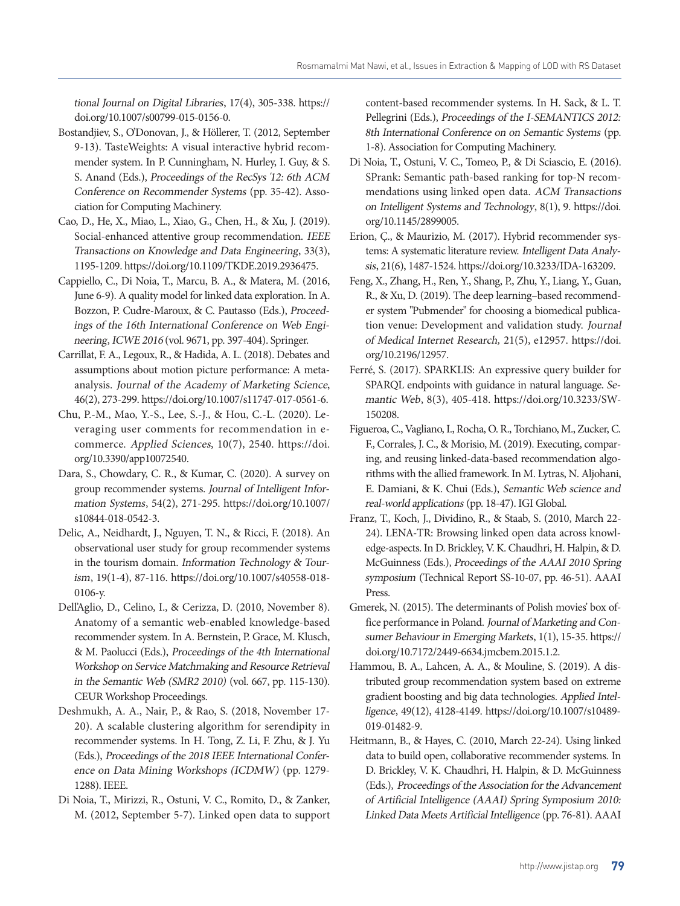*tional Journal on Digital Libraries*, 17(4), 305-338. https://doi.org/10.1007/s00799-015-0156-0.

Bostandjiev, S., O'Donovan, J., & Höllerer, T. (2012, September 9-13). TasteWeights: A visual interactive hybrid recommender system. In P. Cunningham, N. Hurley, I. Guy, & S. S. Anand (Eds.), *Proceedings of the RecSys '12: 6th ACM Conference on Recommender Systems* (pp. 35-42). Association for Computing Machinery.

Cao, D., He, X., Miao, L., Xiao, G., Chen, H., & Xu, J. (2019). Social-enhanced attentive group recommendation. *IEEE Transactions on Knowledge and Data Engineering*, 33(3), 1195-1209. https://doi.org/10.1109/TKDE.2019.2936475.

Cappiello, C., Di Noia, T., Marcu, B. A., & Matera, M. (2016, June 6-9). A quality model for linked data exploration. In A. Bozzon, P. Cudre-Maroux, & C. Pautasso (Eds.), *Proceedings of the 16th International Conference on Web Engineering, ICWE 2016* (vol. 9671, pp. 397-404). Springer.

Carrillat, F. A., Legoux, R., & Hadida, A. L. (2018). Debates and assumptions about motion picture performance: A meta-analysis. *Journal of the Academy of Marketing Science*, 46(2), 273-299. https://doi.org/10.1007/s11747-017-0561-6.

Chu, P.-M., Mao, Y.-S., Lee, S.-J., & Hou, C.-L. (2020). Leveraging user comments for recommendation in e-commerce. *Applied Sciences*, 10(7), 2540. https://doi.org/10.3390/app10072540.

Dara, S., Chowdary, C. R., & Kumar, C. (2020). A survey on group recommender systems. *Journal of Intelligent Information Systems*, 54(2), 271-295. https://doi.org/10.1007/s10844-018-0542-3.

Delic, A., Neidhardt, J., Nguyen, T. N., & Ricci, F. (2018). An observational user study for group recommender systems in the tourism domain. *Information Technology & Tourism*, 19(1-4), 87-116. https://doi.org/10.1007/s40558-018-0106-y.

Dell'Aglio, D., Celino, I., & Cerizza, D. (2010, November 8). Anatomy of a semantic web-enabled knowledge-based recommender system. In A. Bernstein, P. Grace, M. Klusch, & M. Paolucci (Eds.), *Proceedings of the 4th International Workshop on Service Matchmaking and Resource Retrieval in the Semantic Web (SMR2 2010)* (vol. 667, pp. 115-130). CEUR Workshop Proceedings.

Deshmukh, A. A., Nair, P., & Rao, S. (2018, November 17-20). A scalable clustering algorithm for serendipity in recommender systems. In H. Tong, Z. Li, F. Zhu, & J. Yu (Eds.), *Proceedings of the 2018 IEEE International Conference on Data Mining Workshops (ICDMW)* (pp. 1279-1288). IEEE.

Di Noia, T., Mirizzi, R., Ostuni, V. C., Romito, D., & Zanker, M. (2012, September 5-7). Linked open data to support content-based recommender systems. In H. Sack, & L. T. Pellegrini (Eds.), *Proceedings of the I-SEMANTICS 2012: 8th International Conference on on Semantic Systems* (pp. 1-8). Association for Computing Machinery.

Di Noia, T., Ostuni, V. C., Tomeo, P., & Di Sciascio, E. (2016). SPrank: Semantic path-based ranking for top-N recommendations using linked open data. *ACM Transactions on Intelligent Systems and Technology*, 8(1), 9. https://doi.org/10.1145/2899005.

Erion, Ç., & Maurizio, M. (2017). Hybrid recommender systems: A systematic literature review. *Intelligent Data Analysis*, 21(6), 1487-1524. https://doi.org/10.3233/IDA-163209.

Feng, X., Zhang, H., Ren, Y., Shang, P., Zhu, Y., Liang, Y., Guan, R., & Xu, D. (2019). The deep learning–based recommender system "Pubmender" for choosing a biomedical publication venue: Development and validation study. *Journal of Medical Internet Research,* 21(5), e12957. https://doi.org/10.2196/12957.

Ferré, S. (2017). SPARKLIS: An expressive query builder for SPARQL endpoints with guidance in natural language. *Semantic Web*, 8(3), 405-418. https://doi.org/10.3233/SW-150208.

Figueroa, C., Vagliano, I., Rocha, O. R., Torchiano, M., Zucker, C. F., Corrales, J. C., & Morisio, M. (2019). Executing, comparing, and reusing linked-data-based recommendation algorithms with the allied framework. In M. Lytras, N. Aljohani, E. Damiani, & K. Chui (Eds.), *Semantic Web science and real-world applications* (pp. 18-47). IGI Global.

Franz, T., Koch, J., Dividino, R., & Staab, S. (2010, March 22-24). LENA-TR: Browsing linked open data across knowledge-aspects. In D. Brickley, V. K. Chaudhri, H. Halpin, & D. McGuinness (Eds.), *Proceedings of the AAAI 2010 Spring symposium* (Technical Report SS-10-07, pp. 46-51). AAAI Press.

Gmerek, N. (2015). The determinants of Polish movies' box office performance in Poland. *Journal of Marketing and Consumer Behaviour in Emerging Markets*, 1(1), 15-35. https://doi.org/10.7172/2449-6634.jmcbem.2015.1.2.

Hammou, B. A., Lahcen, A. A., & Mouline, S. (2019). A distributed group recommendation system based on extreme gradient boosting and big data technologies. *Applied Intelligence*, 49(12), 4128-4149. https://doi.org/10.1007/s10489-019-01482-9.

Heitmann, B., & Hayes, C. (2010, March 22-24). Using linked data to build open, collaborative recommender systems. In D. Brickley, V. K. Chaudhri, H. Halpin, & D. McGuinness (Eds.), *Proceedings of the Association for the Advancement of Artificial Intelligence (AAAI) Spring Symposium 2010: Linked Data Meets Artificial Intelligence* (pp. 76-81). AAAI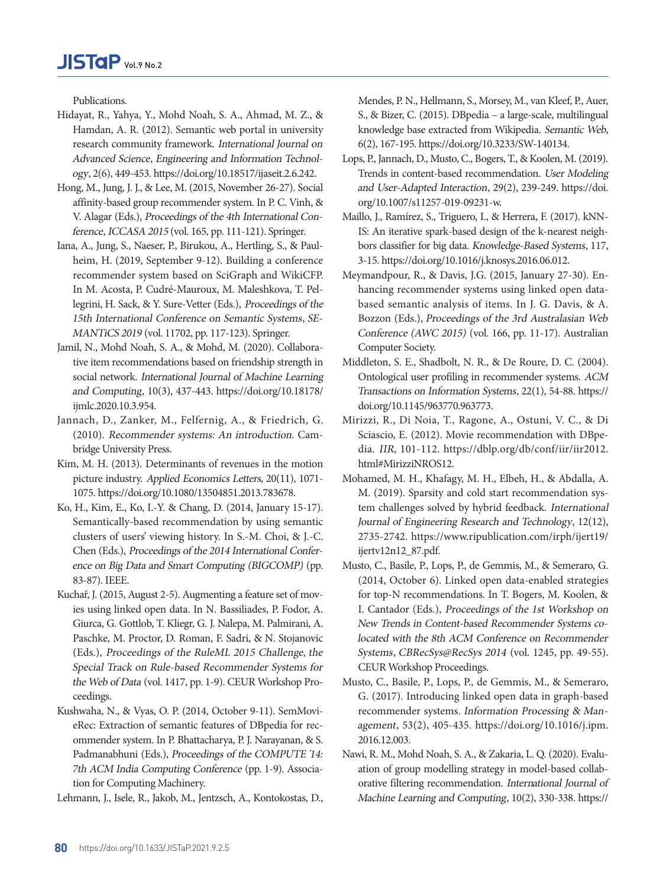Publications.

Hidayat, R., Yahya, Y., Mohd Noah, S. A., Ahmad, M. Z., & Hamdan, A. R. (2012). Semantic web portal in university research community framework. *International Journal on Advanced Science, Engineering and Information Technology*, 2(6), 449-453. https://doi.org/10.18517/ijaseit.2.6.242.

Hong, M., Jung, J. J., & Lee, M. (2015, November 26-27). Social affinity-based group recommender system. In P. C. Vinh, & V. Alagar (Eds.), *Proceedings of the 4th International Conference, ICCASA 2015* (vol. 165, pp. 111-121). Springer.

Iana, A., Jung, S., Naeser, P., Birukou, A., Hertling, S., & Paulheim, H. (2019, September 9-12). Building a conference recommender system based on SciGraph and WikiCFP. In M. Acosta, P. Cudré-Mauroux, M. Maleshkova, T. Pellegrini, H. Sack, & Y. Sure-Vetter (Eds.), *Proceedings of the 15th International Conference on Semantic Systems, SEMANTiCS 2019* (vol. 11702, pp. 117-123). Springer.

Jamil, N., Mohd Noah, S. A., & Mohd, M. (2020). Collaborative item recommendations based on friendship strength in social network. *International Journal of Machine Learning and Computing*, 10(3), 437-443. https://doi.org/10.18178/ijmlc.2020.10.3.954.

Jannach, D., Zanker, M., Felfernig, A., & Friedrich, G. (2010). *Recommender systems: An introduction*. Cambridge University Press.

Kim, M. H. (2013). Determinants of revenues in the motion picture industry. *Applied Economics Letters*, 20(11), 1071-1075. https://doi.org/10.1080/13504851.2013.783678.

Ko, H., Kim, E., Ko, I.-Y. & Chang, D. (2014, January 15-17). Semantically-based recommendation by using semantic clusters of users' viewing history. In S.-M. Choi, & J.-C. Chen (Eds.), *Proceedings of the 2014 International Conference on Big Data and Smart Computing (BIGCOMP)* (pp. 83-87). IEEE.

Kuchař, J. (2015, August 2-5). Augmenting a feature set of movies using linked open data. In N. Bassiliades, P. Fodor, A. Giurca, G. Gottlob, T. Kliegr, G. J. Nalepa, M. Palmirani, A. Paschke, M. Proctor, D. Roman, F. Sadri, & N. Stojanovic (Eds.), *Proceedings of the RuleML 2015 Challenge, the Special Track on Rule-based Recommender Systems for the Web of Data* (vol. 1417, pp. 1-9). CEUR Workshop Proceedings.

Kushwaha, N., & Vyas, O. P. (2014, October 9-11). SemMovieRec: Extraction of semantic features of DBpedia for recommender system. In P. Bhattacharya, P. J. Narayanan, & S. Padmanabhuni (Eds.), *Proceedings of the COMPUTE '14: 7th ACM India Computing Conference* (pp. 1-9). Association for Computing Machinery.

Lehmann, J., Isele, R., Jakob, M., Jentzsch, A., Kontokostas, D., Mendes, P. N., Hellmann, S., Morsey, M., van Kleef, P., Auer, S., & Bizer, C. (2015). DBpedia – a large-scale, multilingual knowledge base extracted from Wikipedia. *Semantic Web*, 6(2), 167-195. https://doi.org/10.3233/SW-140134.

Lops, P., Jannach, D., Musto, C., Bogers, T., & Koolen, M. (2019). Trends in content-based recommendation. *User Modeling and User-Adapted Interaction*, 29(2), 239-249. https://doi.org/10.1007/s11257-019-09231-w.

Maillo, J., Ramírez, S., Triguero, I., & Herrera, F. (2017). kNN-IS: An iterative spark-based design of the k-nearest neighbors classifier for big data. *Knowledge-Based Systems*, 117, 3-15. https://doi.org/10.1016/j.knosys.2016.06.012.

Meymandpour, R., & Davis, J.G. (2015, January 27-30). Enhancing recommender systems using linked open data-based semantic analysis of items. In J. G. Davis, & A. Bozzon (Eds.), *Proceedings of the 3rd Australasian Web Conference (AWC 2015)* (vol. 166, pp. 11-17). Australian Computer Society.

Middleton, S. E., Shadbolt, N. R., & De Roure, D. C. (2004). Ontological user profiling in recommender systems. *ACM Transactions on Information Systems*, 22(1), 54-88. https://doi.org/10.1145/963770.963773.

Mirizzi, R., Di Noia, T., Ragone, A., Ostuni, V. C., & Di Sciascio, E. (2012). Movie recommendation with DBpedia. *IIR*, 101-112. https://dblp.org/db/conf/iir/iir2012.html#MirizziNROS12.

Mohamed, M. H., Khafagy, M. H., Elbeh, H., & Abdalla, A. M. (2019). Sparsity and cold start recommendation system challenges solved by hybrid feedback. *International Journal of Engineering Research and Technology*, 12(12), 2735-2742. https://www.ripublication.com/irph/ijert19/ijertv12n12_87.pdf.

Musto, C., Basile, P., Lops, P., de Gemmis, M., & Semeraro, G. (2014, October 6). Linked open data-enabled strategies for top-N recommendations. In T. Bogers, M. Koolen, & I. Cantador (Eds.), *Proceedings of the 1st Workshop on New Trends in Content-based Recommender Systems co-located with the 8th ACM Conference on Recommender Systems, CBRecSys@RecSys 2014* (vol. 1245, pp. 49-55). CEUR Workshop Proceedings.

Musto, C., Basile, P., Lops, P., de Gemmis, M., & Semeraro, G. (2017). Introducing linked open data in graph-based recommender systems. *Information Processing & Management*, 53(2), 405-435. https://doi.org/10.1016/j.ipm.2016.12.003.

Nawi, R. M., Mohd Noah, S. A., & Zakaria, L. Q. (2020). Evaluation of group modelling strategy in model-based collaborative filtering recommendation. *International Journal of Machine Learning and Computing*, 10(2), 330-338. https://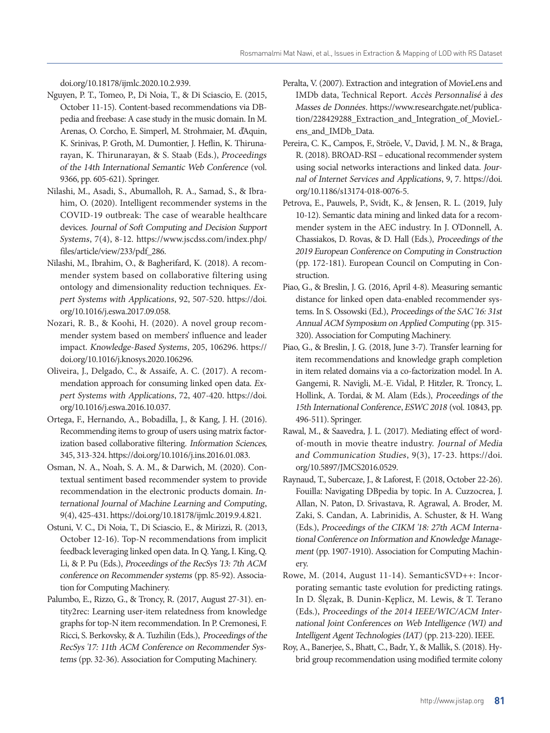doi.org/10.18178/ijmlc.2020.10.2.939.

Nguyen, P. T., Tomeo, P., Di Noia, T., & Di Sciascio, E. (2015, October 11-15). Content-based recommendations via DBpedia and freebase: A case study in the music domain. In M. Arenas, O. Corcho, E. Simperl, M. Strohmaier, M. d'Aquin, K. Srinivas, P. Groth, M. Dumontier, J. Heflin, K. Thirunarayan, K. Thirunarayan, & S. Staab (Eds.), *Proceedings of the 14th International Semantic Web Conference* (vol. 9366, pp. 605-621). Springer.

Nilashi, M., Asadi, S., Abumalloh, R. A., Samad, S., & Ibrahim, O. (2020). Intelligent recommender systems in the COVID-19 outbreak: The case of wearable healthcare devices. *Journal of Soft Computing and Decision Support Systems*, 7(4), 8-12. https://www.jscdss.com/index.php/files/article/view/233/pdf_286.

Nilashi, M., Ibrahim, O., & Bagherifard, K. (2018). A recommender system based on collaborative filtering using ontology and dimensionality reduction techniques. *Expert Systems with Applications*, 92, 507-520. https://doi.org/10.1016/j.eswa.2017.09.058.

Nozari, R. B., & Koohi, H. (2020). A novel group recommender system based on members' influence and leader impact. *Knowledge-Based Systems*, 205, 106296. https://doi.org/10.1016/j.knosys.2020.106296.

Oliveira, J., Delgado, C., & Assaife, A. C. (2017). A recommendation approach for consuming linked open data. *Expert Systems with Applications*, 72, 407-420. https://doi.org/10.1016/j.eswa.2016.10.037.

Ortega, F., Hernando, A., Bobadilla, J., & Kang, J. H. (2016). Recommending items to group of users using matrix factorization based collaborative filtering. *Information Sciences*, 345, 313-324. https://doi.org/10.1016/j.ins.2016.01.083.

Osman, N. A., Noah, S. A. M., & Darwich, M. (2020). Contextual sentiment based recommender system to provide recommendation in the electronic products domain. *International Journal of Machine Learning and Computing*, 9(4), 425-431. https://doi.org/10.18178/ijmlc.2019.9.4.821.

Ostuni, V. C., Di Noia, T., Di Sciascio, E., & Mirizzi, R. (2013, October 12-16). Top-N recommendations from implicit feedback leveraging linked open data. In Q. Yang, I. King, Q. Li, & P. Pu (Eds.), *Proceedings of the RecSys '13: 7th ACM conference on Recommender systems* (pp. 85-92). Association for Computing Machinery.

Palumbo, E., Rizzo, G., & Troncy, R. (2017, August 27-31). entity2rec: Learning user-item relatedness from knowledge graphs for top-N item recommendation. In P. Cremonesi, F. Ricci, S. Berkovsky, & A. Tuzhilin (Eds.), *Proceedings of the RecSys '17: 11th ACM Conference on Recommender Systems* (pp. 32-36). Association for Computing Machinery.

Peralta, V. (2007). Extraction and integration of MovieLens and IMDb data, Technical Report. *Accès Personnalisé à des Masses de Données*. https://www.researchgate.net/publication/228429288_Extraction_and_Integration_of_MovieLens_and_IMDb_Data.

Pereira, C. K., Campos, F., Ströele, V., David, J. M. N., & Braga, R. (2018). BROAD-RSI – educational recommender system using social networks interactions and linked data. *Journal of Internet Services and Applications*, 9, 7. https://doi.org/10.1186/s13174-018-0076-5.

Petrova, E., Pauwels, P., Svidt, K., & Jensen, R. L. (2019, July 10-12). Semantic data mining and linked data for a recommender system in the AEC industry. In J. O'Donnell, A. Chassiakos, D. Rovas, & D. Hall (Eds.), *Proceedings of the 2019 European Conference on Computing in Construction* (pp. 172-181). European Council on Computing in Construction.

Piao, G., & Breslin, J. G. (2016, April 4-8). Measuring semantic distance for linked open data-enabled recommender systems. In S. Ossowski (Ed.), *Proceedings of the SAC '16: 31st Annual ACM Symposium on Applied Computing* (pp. 315-320). Association for Computing Machinery.

Piao, G., & Breslin, J. G. (2018, June 3-7). Transfer learning for item recommendations and knowledge graph completion in item related domains via a co-factorization model. In A. Gangemi, R. Navigli, M.-E. Vidal, P. Hitzler, R. Troncy, L. Hollink, A. Tordai, & M. Alam (Eds.), *Proceedings of the 15th International Conference, ESWC 2018* (vol. 10843, pp. 496-511). Springer.

Rawal, M., & Saavedra, J. L. (2017). Mediating effect of word-of-mouth in movie theatre industry. *Journal of Media and Communication Studies*, 9(3), 17-23. https://doi.org/10.5897/JMCS2016.0529.

Raynaud, T., Subercaze, J., & Laforest, F. (2018, October 22-26). Fouilla: Navigating DBpedia by topic. In A. Cuzzocrea, J. Allan, N. Paton, D. Srivastava, R. Agrawal, A. Broder, M. Zaki, S. Candan, A. Labrinidis, A. Schuster, & H. Wang (Eds.), *Proceedings of the CIKM '18: 27th ACM International Conference on Information and Knowledge Management* (pp. 1907-1910). Association for Computing Machinery.

Rowe, M. (2014, August 11-14). SemanticSVD++: Incorporating semantic taste evolution for predicting ratings. In D. Ślęzak, B. Dunin-Kęplicz, M. Lewis, & T. Terano (Eds.), *Proceedings of the 2014 IEEE/WIC/ACM International Joint Conferences on Web Intelligence (WI) and Intelligent Agent Technologies (IAT)* (pp. 213-220). IEEE.

Roy, A., Banerjee, S., Bhatt, C., Badr, Y., & Mallik, S. (2018). Hybrid group recommendation using modified termite colony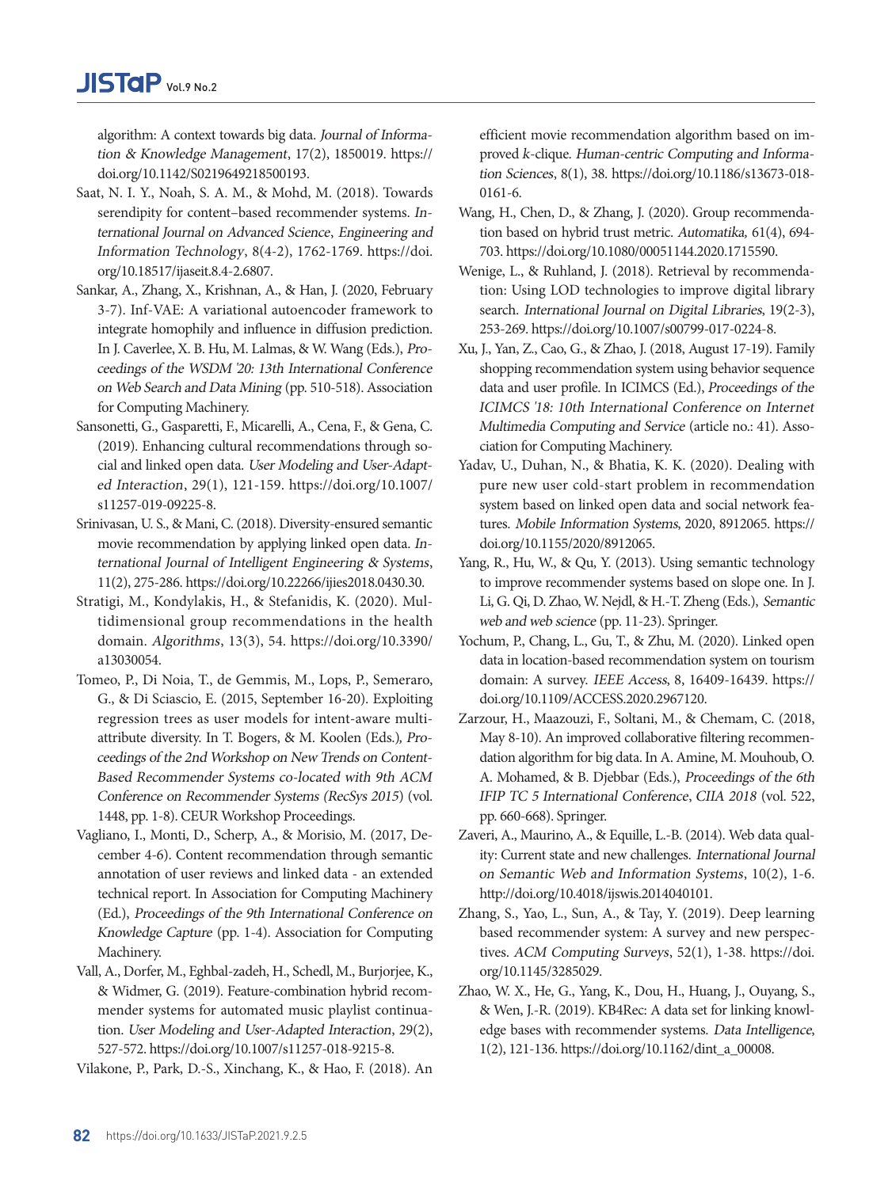algorithm: A context towards big data. *Journal of Information & Knowledge Management*, 17(2), 1850019. https://doi.org/10.1142/S0219649218500193.

Saat, N. I. Y., Noah, S. A. M., & Mohd, M. (2018). Towards serendipity for content–based recommender systems. *International Journal on Advanced Science, Engineering and Information Technology*, 8(4-2), 1762-1769. https://doi.org/10.18517/ijaseit.8.4-2.6807.

Sankar, A., Zhang, X., Krishnan, A., & Han, J. (2020, February 3-7). Inf-VAE: A variational autoencoder framework to integrate homophily and influence in diffusion prediction. In J. Caverlee, X. B. Hu, M. Lalmas, & W. Wang (Eds.), *Proceedings of the WSDM '20: 13th International Conference on Web Search and Data Mining* (pp. 510-518). Association for Computing Machinery.

Sansonetti, G., Gasparetti, F., Micarelli, A., Cena, F., & Gena, C. (2019). Enhancing cultural recommendations through social and linked open data. *User Modeling and User-Adapted Interaction*, 29(1), 121-159. https://doi.org/10.1007/s11257-019-09225-8.

Srinivasan, U. S., & Mani, C. (2018). Diversity-ensured semantic movie recommendation by applying linked open data. *International Journal of Intelligent Engineering & Systems*, 11(2), 275-286. https://doi.org/10.22266/ijies2018.0430.30.

Stratigi, M., Kondylakis, H., & Stefanidis, K. (2020). Multidimensional group recommendations in the health domain. *Algorithms*, 13(3), 54. https://doi.org/10.3390/a13030054.

Tomeo, P., Di Noia, T., de Gemmis, M., Lops, P., Semeraro, G., & Di Sciascio, E. (2015, September 16-20). Exploiting regression trees as user models for intent-aware multi-attribute diversity. In T. Bogers, & M. Koolen (Eds.), *Proceedings of the 2nd Workshop on New Trends on Content-Based Recommender Systems co-located with 9th ACM Conference on Recommender Systems (RecSys 2015)* (vol. 1448, pp. 1-8). CEUR Workshop Proceedings.

Vagliano, I., Monti, D., Scherp, A., & Morisio, M. (2017, December 4-6). Content recommendation through semantic annotation of user reviews and linked data - an extended technical report. In Association for Computing Machinery (Ed.), *Proceedings of the 9th International Conference on Knowledge Capture* (pp. 1-4). Association for Computing Machinery.

Vall, A., Dorfer, M., Eghbal-zadeh, H., Schedl, M., Burjorjee, K., & Widmer, G. (2019). Feature-combination hybrid recommender systems for automated music playlist continuation. *User Modeling and User-Adapted Interaction*, 29(2), 527-572. https://doi.org/10.1007/s11257-018-9215-8.

Vilakone, P., Park, D.-S., Xinchang, K., & Hao, F. (2018). An efficient movie recommendation algorithm based on improved *k*-clique. *Human-centric Computing and Information Sciences*, 8(1), 38. https://doi.org/10.1186/s13673-018-0161-6.

Wang, H., Chen, D., & Zhang, J. (2020). Group recommendation based on hybrid trust metric. *Automatika,* 61(4), 694-703. https://doi.org/10.1080/00051144.2020.1715590.

Wenige, L., & Ruhland, J. (2018). Retrieval by recommendation: Using LOD technologies to improve digital library search. *International Journal on Digital Libraries*, 19(2-3), 253-269. https://doi.org/10.1007/s00799-017-0224-8.

Xu, J., Yan, Z., Cao, G., & Zhao, J. (2018, August 17-19). Family shopping recommendation system using behavior sequence data and user profile. In ICIMCS (Ed.), *Proceedings of the ICIMCS '18: 10th International Conference on Internet Multimedia Computing and Service* (article no.: 41). Association for Computing Machinery.

Yadav, U., Duhan, N., & Bhatia, K. K. (2020). Dealing with pure new user cold-start problem in recommendation system based on linked open data and social network features. *Mobile Information Systems*, 2020, 8912065. https://doi.org/10.1155/2020/8912065.

Yang, R., Hu, W., & Qu, Y. (2013). Using semantic technology to improve recommender systems based on slope one. In J. Li, G. Qi, D. Zhao, W. Nejdl, & H.-T. Zheng (Eds.), *Semantic web and web science* (pp. 11-23). Springer.

Yochum, P., Chang, L., Gu, T., & Zhu, M. (2020). Linked open data in location-based recommendation system on tourism domain: A survey. *IEEE Access*, 8, 16409-16439. https://doi.org/10.1109/ACCESS.2020.2967120.

Zarzour, H., Maazouzi, F., Soltani, M., & Chemam, C. (2018, May 8-10). An improved collaborative filtering recommendation algorithm for big data. In A. Amine, M. Mouhoub, O. A. Mohamed, & B. Djebbar (Eds.), *Proceedings of the 6th IFIP TC 5 International Conference*, *CIIA 2018* (vol. 522, pp. 660-668). Springer.

Zaveri, A., Maurino, A., & Equille, L.-B. (2014). Web data quality: Current state and new challenges. *International Journal on Semantic Web and Information Systems*, 10(2), 1-6. http://doi.org/10.4018/ijswis.2014040101.

Zhang, S., Yao, L., Sun, A., & Tay, Y. (2019). Deep learning based recommender system: A survey and new perspectives. *ACM Computing Surveys*, 52(1), 1-38. https://doi.org/10.1145/3285029.

Zhao, W. X., He, G., Yang, K., Dou, H., Huang, J., Ouyang, S., & Wen, J.-R. (2019). KB4Rec: A data set for linking knowledge bases with recommender systems. *Data Intelligence*, 1(2), 121-136. https://doi.org/10.1162/dint_a_00008.